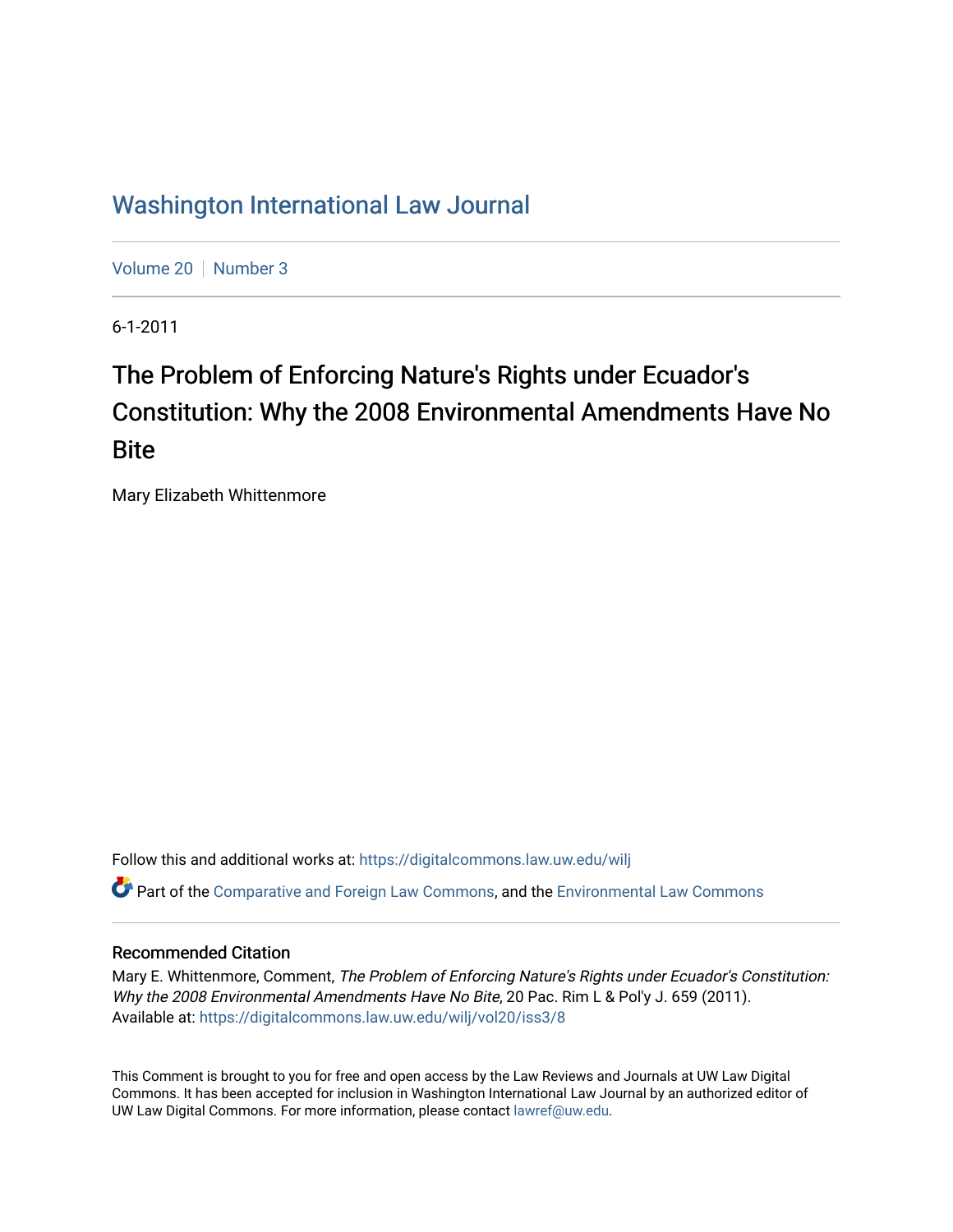# Washington International Law Journal

Volume 20 | Number 3

6-1-2011

## The Problem of Enforcing Nature's Rights under Ecuador's Constitution: Why the 2008 Environmental Amendments Have No Bite

Mary Elizabeth Whittenmore

Follow this and additional works at: https://digitalcommons.law.uw.edu/wilj

Part of the Comparative and Foreign Law Commons, and the Environmental Law Commons

### Recommended Citation

Mary E. Whittenmore, Comment, *The Problem of Enforcing Nature's Rights under Ecuador's Constitution: Why the 2008 Environmental Amendments Have No Bite*, 20 Pac. Rim L & Pol'y J. 659 (2011).
Available at: https://digitalcommons.law.uw.edu/wilj/vol20/iss3/8

This Comment is brought to you for free and open access by the Law Reviews and Journals at UW Law Digital Commons. It has been accepted for inclusion in Washington International Law Journal by an authorized editor of UW Law Digital Commons. For more information, please contact lawref@uw.edu.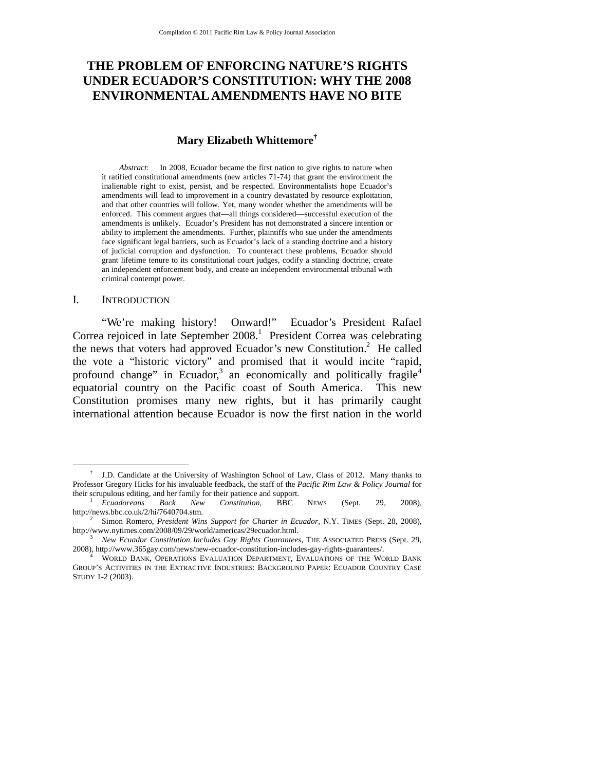# THE PROBLEM OF ENFORCING NATURE'S RIGHTS UNDER ECUADOR'S CONSTITUTION: WHY THE 2008 ENVIRONMENTAL AMENDMENTS HAVE NO BITE

**Mary Elizabeth Whittemore**[†]

*Abstract*: In 2008, Ecuador became the first nation to give rights to nature when it ratified constitutional amendments (new articles 71-74) that grant the environment the inalienable right to exist, persist, and be respected. Environmentalists hope Ecuador's amendments will lead to improvement in a country devastated by resource exploitation, and that other countries will follow. Yet, many wonder whether the amendments will be enforced. This comment argues that—all things considered—successful execution of the amendments is unlikely. Ecuador's President has not demonstrated a sincere intention or ability to implement the amendments. Further, plaintiffs who sue under the amendments face significant legal barriers, such as Ecuador's lack of a standing doctrine and a history of judicial corruption and dysfunction. To counteract these problems, Ecuador should grant lifetime tenure to its constitutional court judges, codify a standing doctrine, create an independent enforcement body, and create an independent environmental tribunal with criminal contempt power.

## I. INTRODUCTION

"We're making history! Onward!" Ecuador's President Rafael Correa rejoiced in late September 2008.[1] President Correa was celebrating the news that voters had approved Ecuador's new Constitution.[2] He called the vote a "historic victory" and promised that it would incite "rapid, profound change" in Ecuador,[3] an economically and politically fragile[4] equatorial country on the Pacific coast of South America. This new Constitution promises many new rights, but it has primarily caught international attention because Ecuador is now the first nation in the world

---

[†] J.D. Candidate at the University of Washington School of Law, Class of 2012. Many thanks to Professor Gregory Hicks for his invaluable feedback, the staff of the *Pacific Rim Law & Policy Journal* for their scrupulous editing, and her family for their patience and support.

[1] *Ecuadoreans Back New Constitution*, BBC NEWS (Sept. 29, 2008), http://news.bbc.co.uk/2/hi/7640704.stm.

[2] Simon Romero, *President Wins Support for Charter in Ecuador*, N.Y. TIMES (Sept. 28, 2008), http://www.nytimes.com/2008/09/29/world/americas/29ecuador.html.

[3] *New Ecuador Constitution Includes Gay Rights Guarantees*, THE ASSOCIATED PRESS (Sept. 29, 2008), http://www.365gay.com/news/new-ecuador-constitution-includes-gay-rights-guarantees/.

[4] WORLD BANK, OPERATIONS EVALUATION DEPARTMENT, EVALUATIONS OF THE WORLD BANK GROUP'S ACTIVITIES IN THE EXTRACTIVE INDUSTRIES: BACKGROUND PAPER: ECUADOR COUNTRY CASE STUDY 1-2 (2003).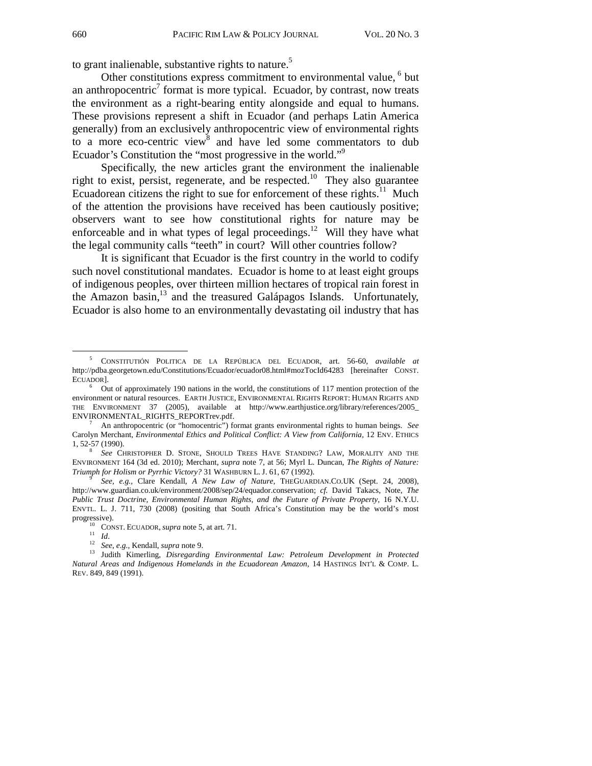to grant inalienable, substantive rights to nature.[5]

Other constitutions express commitment to environmental value, [6] but an anthropocentric[7] format is more typical. Ecuador, by contrast, now treats the environment as a right-bearing entity alongside and equal to humans. These provisions represent a shift in Ecuador (and perhaps Latin America generally) from an exclusively anthropocentric view of environmental rights to a more eco-centric view[8] and have led some commentators to dub Ecuador's Constitution the "most progressive in the world."[9]

Specifically, the new articles grant the environment the inalienable right to exist, persist, regenerate, and be respected.[10] They also guarantee Ecuadorean citizens the right to sue for enforcement of these rights.[11] Much of the attention the provisions have received has been cautiously positive; observers want to see how constitutional rights for nature may be enforceable and in what types of legal proceedings.[12] Will they have what the legal community calls "teeth" in court? Will other countries follow?

It is significant that Ecuador is the first country in the world to codify such novel constitutional mandates. Ecuador is home to at least eight groups of indigenous peoples, over thirteen million hectares of tropical rain forest in the Amazon basin,[13] and the treasured Galápagos Islands. Unfortunately, Ecuador is also home to an environmentally devastating oil industry that has

---

[5] CONSTITUTIÓN POLITICA DE LA REPÚBLICA DEL ECUADOR, art. 56-60, *available at* http://pdba.georgetown.edu/Constitutions/Ecuador/ecuador08.html#mozTocId64283 [hereinafter CONST. ECUADOR].

[6] Out of approximately 190 nations in the world, the constitutions of 117 mention protection of the environment or natural resources. EARTH JUSTICE, ENVIRONMENTAL RIGHTS REPORT: HUMAN RIGHTS AND THE ENVIRONMENT 37 (2005), available at http://www.earthjustice.org/library/references/2005_ENVIRONMENTAL_RIGHTS_REPORTrev.pdf.

[7] An anthropocentric (or "homocentric") format grants environmental rights to human beings. *See* Carolyn Merchant, *Environmental Ethics and Political Conflict: A View from California*, 12 ENV. ETHICS 1, 52-57 (1990).

[8] *See* CHRISTOPHER D. STONE, SHOULD TREES HAVE STANDING? LAW, MORALITY AND THE ENVIRONMENT 164 (3d ed. 2010); Merchant, *supra* note 7, at 56; Myrl L. Duncan, *The Rights of Nature: Triumph for Holism or Pyrrhic Victory?* 31 WASHBURN L. J. 61, 67 (1992).

[9] *See, e.g.,* Clare Kendall, *A New Law of Nature*, THEGUARDIAN.CO.UK (Sept. 24, 2008), http://www.guardian.co.uk/environment/2008/sep/24/equador.conservation; *cf.* David Takacs, Note, *The Public Trust Doctrine, Environmental Human Rights, and the Future of Private Property*, 16 N.Y.U. ENVTL. L. J. 711, 730 (2008) (positing that South Africa's Constitution may be the world's most progressive).

[10] CONST. ECUADOR, *supra* note 5, at art. 71.

[11] *Id*.

[12] *See, e.g.*, Kendall, *supra* note 9.

[13] Judith Kimerling, *Disregarding Environmental Law: Petroleum Development in Protected Natural Areas and Indigenous Homelands in the Ecuadorean Amazon*, 14 HASTINGS INT'L & COMP. L. REV. 849, 849 (1991).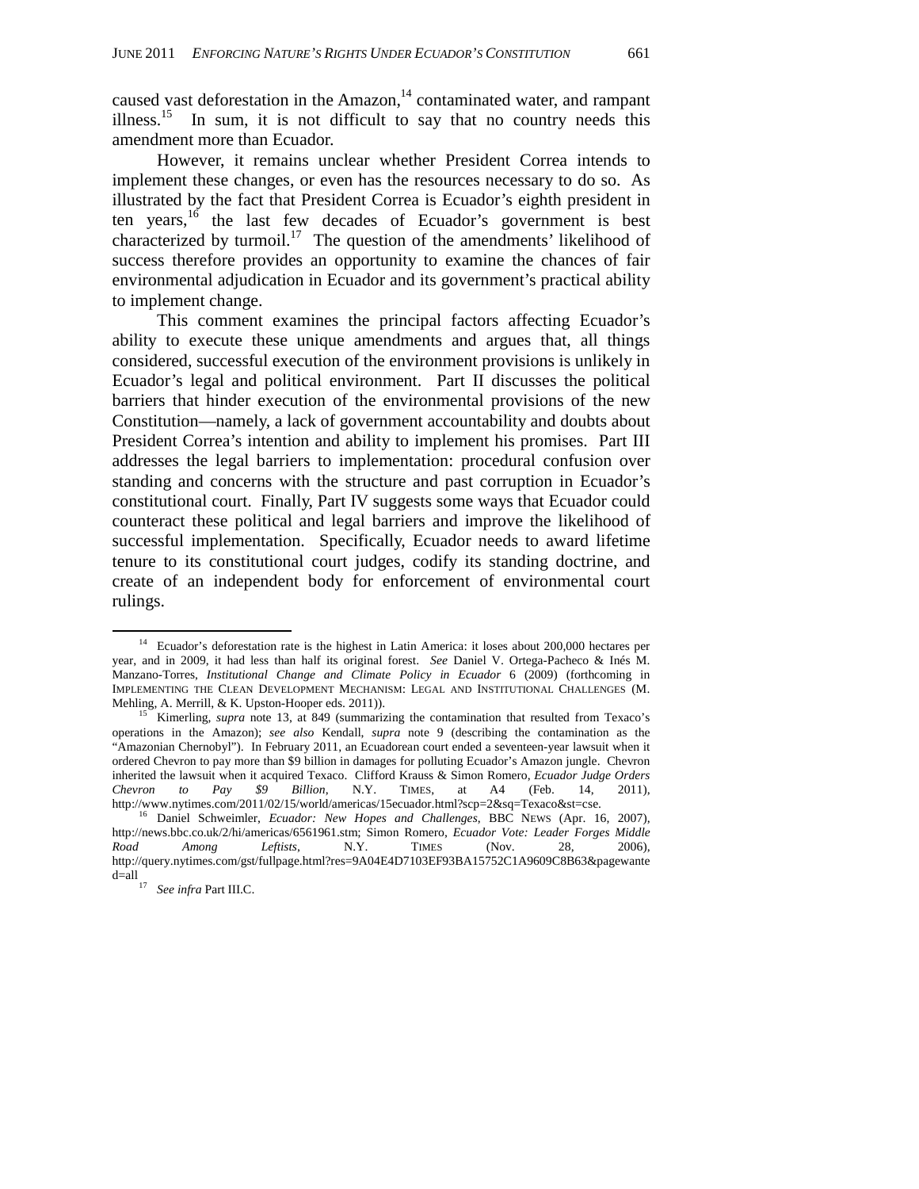caused vast deforestation in the Amazon,[14] contaminated water, and rampant illness.[15] In sum, it is not difficult to say that no country needs this amendment more than Ecuador.

However, it remains unclear whether President Correa intends to implement these changes, or even has the resources necessary to do so. As illustrated by the fact that President Correa is Ecuador's eighth president in ten years,[16] the last few decades of Ecuador's government is best characterized by turmoil.[17] The question of the amendments' likelihood of success therefore provides an opportunity to examine the chances of fair environmental adjudication in Ecuador and its government's practical ability to implement change.

This comment examines the principal factors affecting Ecuador's ability to execute these unique amendments and argues that, all things considered, successful execution of the environment provisions is unlikely in Ecuador's legal and political environment. Part II discusses the political barriers that hinder execution of the environmental provisions of the new Constitution—namely, a lack of government accountability and doubts about President Correa's intention and ability to implement his promises. Part III addresses the legal barriers to implementation: procedural confusion over standing and concerns with the structure and past corruption in Ecuador's constitutional court. Finally, Part IV suggests some ways that Ecuador could counteract these political and legal barriers and improve the likelihood of successful implementation. Specifically, Ecuador needs to award lifetime tenure to its constitutional court judges, codify its standing doctrine, and create of an independent body for enforcement of environmental court rulings.

---

[14] Ecuador's deforestation rate is the highest in Latin America: it loses about 200,000 hectares per year, and in 2009, it had less than half its original forest. *See* Daniel V. Ortega-Pacheco & Inés M. Manzano-Torres, *Institutional Change and Climate Policy in Ecuador* 6 (2009) (forthcoming in IMPLEMENTING THE CLEAN DEVELOPMENT MECHANISM: LEGAL AND INSTITUTIONAL CHALLENGES (M. Mehling, A. Merrill, & K. Upston-Hooper eds. 2011)).

[15] Kimerling, *supra* note 13, at 849 (summarizing the contamination that resulted from Texaco's operations in the Amazon); *see also* Kendall, *supra* note 9 (describing the contamination as the "Amazonian Chernobyl"). In February 2011, an Ecuadorean court ended a seventeen-year lawsuit when it ordered Chevron to pay more than $9 billion in damages for polluting Ecuador's Amazon jungle. Chevron inherited the lawsuit when it acquired Texaco. Clifford Krauss & Simon Romero, *Ecuador Judge Orders Chevron to Pay $9 Billion*, N.Y. TIMES, at A4 (Feb. 14, 2011), http://www.nytimes.com/2011/02/15/world/americas/15ecuador.html?scp=2&sq=Texaco&st=cse.

[16] Daniel Schweimler, *Ecuador: New Hopes and Challenges*, BBC NEWS (Apr. 16, 2007), http://news.bbc.co.uk/2/hi/americas/6561961.stm; Simon Romero, *Ecuador Vote: Leader Forges Middle Road Among Leftists*, N.Y. TIMES (Nov. 28, 2006), http://query.nytimes.com/gst/fullpage.html?res=9A04E4D7103EF93BA15752C1A9609C8B63&pagewanted=all

[17] *See infra* Part III.C.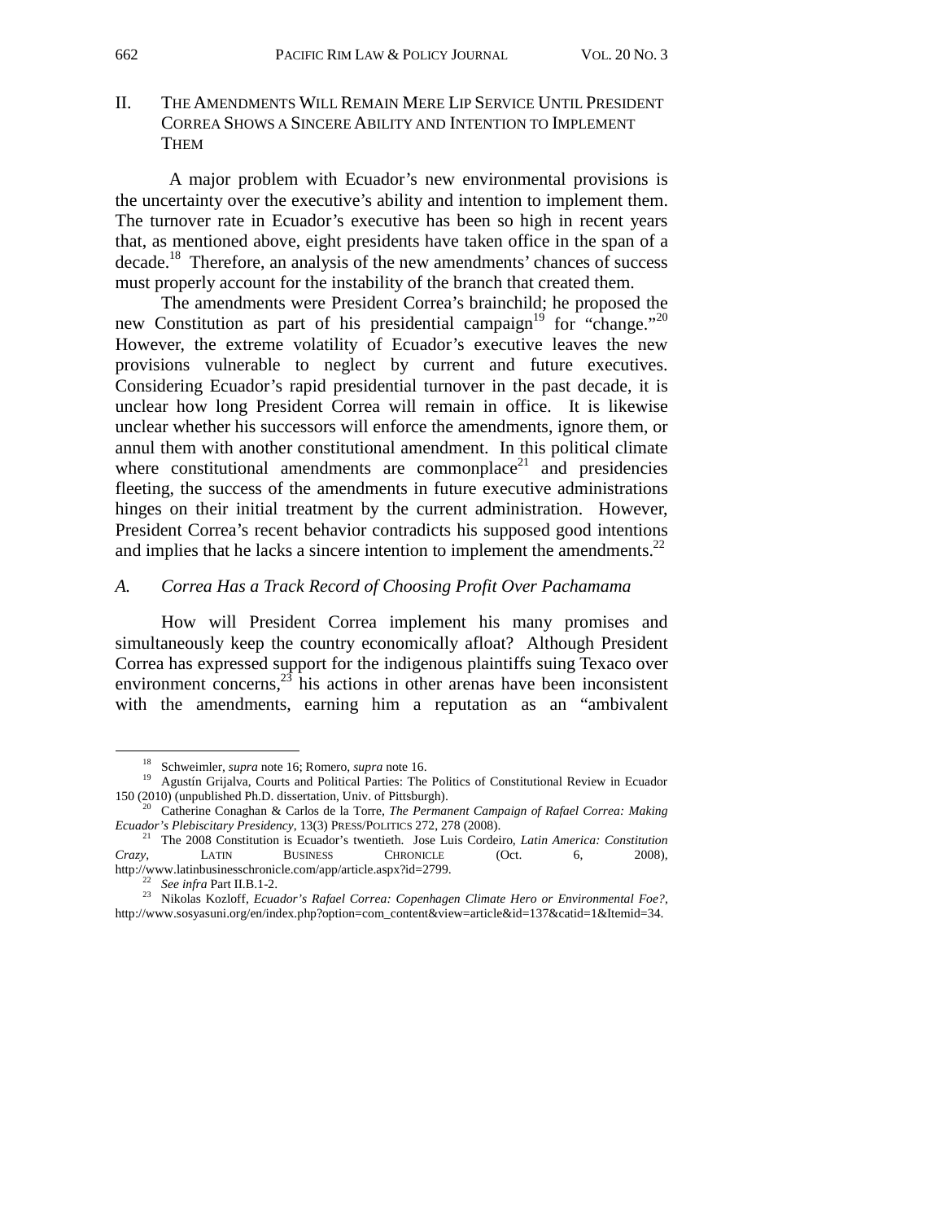## II. THE AMENDMENTS WILL REMAIN MERE LIP SERVICE UNTIL PRESIDENT CORREA SHOWS A SINCERE ABILITY AND INTENTION TO IMPLEMENT THEM

A major problem with Ecuador's new environmental provisions is the uncertainty over the executive's ability and intention to implement them. The turnover rate in Ecuador's executive has been so high in recent years that, as mentioned above, eight presidents have taken office in the span of a decade.[18] Therefore, an analysis of the new amendments' chances of success must properly account for the instability of the branch that created them.

The amendments were President Correa's brainchild; he proposed the new Constitution as part of his presidential campaign[19] for "change."[20] However, the extreme volatility of Ecuador's executive leaves the new provisions vulnerable to neglect by current and future executives. Considering Ecuador's rapid presidential turnover in the past decade, it is unclear how long President Correa will remain in office. It is likewise unclear whether his successors will enforce the amendments, ignore them, or annul them with another constitutional amendment. In this political climate where constitutional amendments are commonplace[21] and presidencies fleeting, the success of the amendments in future executive administrations hinges on their initial treatment by the current administration. However, President Correa's recent behavior contradicts his supposed good intentions and implies that he lacks a sincere intention to implement the amendments.[22]

### *A. Correa Has a Track Record of Choosing Profit Over Pachamama*

How will President Correa implement his many promises and simultaneously keep the country economically afloat? Although President Correa has expressed support for the indigenous plaintiffs suing Texaco over environment concerns,[23] his actions in other arenas have been inconsistent with the amendments, earning him a reputation as an "ambivalent

---

[18] Schweimler, *supra* note 16; Romero, *supra* note 16.

[19] Agustín Grijalva, Courts and Political Parties: The Politics of Constitutional Review in Ecuador 150 (2010) (unpublished Ph.D. dissertation, Univ. of Pittsburgh).

[20] Catherine Conaghan & Carlos de la Torre, *The Permanent Campaign of Rafael Correa: Making Ecuador's Plebiscitary Presidency*, 13(3) PRESS/POLITICS 272, 278 (2008).

[21] The 2008 Constitution is Ecuador's twentieth. Jose Luis Cordeiro, *Latin America: Constitution Crazy*, LATIN BUSINESS CHRONICLE (Oct. 6, 2008), http://www.latinbusinesschronicle.com/app/article.aspx?id=2799.

[22] *See infra* Part II.B.1-2.

[23] Nikolas Kozloff, *Ecuador's Rafael Correa: Copenhagen Climate Hero or Environmental Foe?*, http://www.sosyasuni.org/en/index.php?option=com_content&view=article&id=137&catid=1&Itemid=34.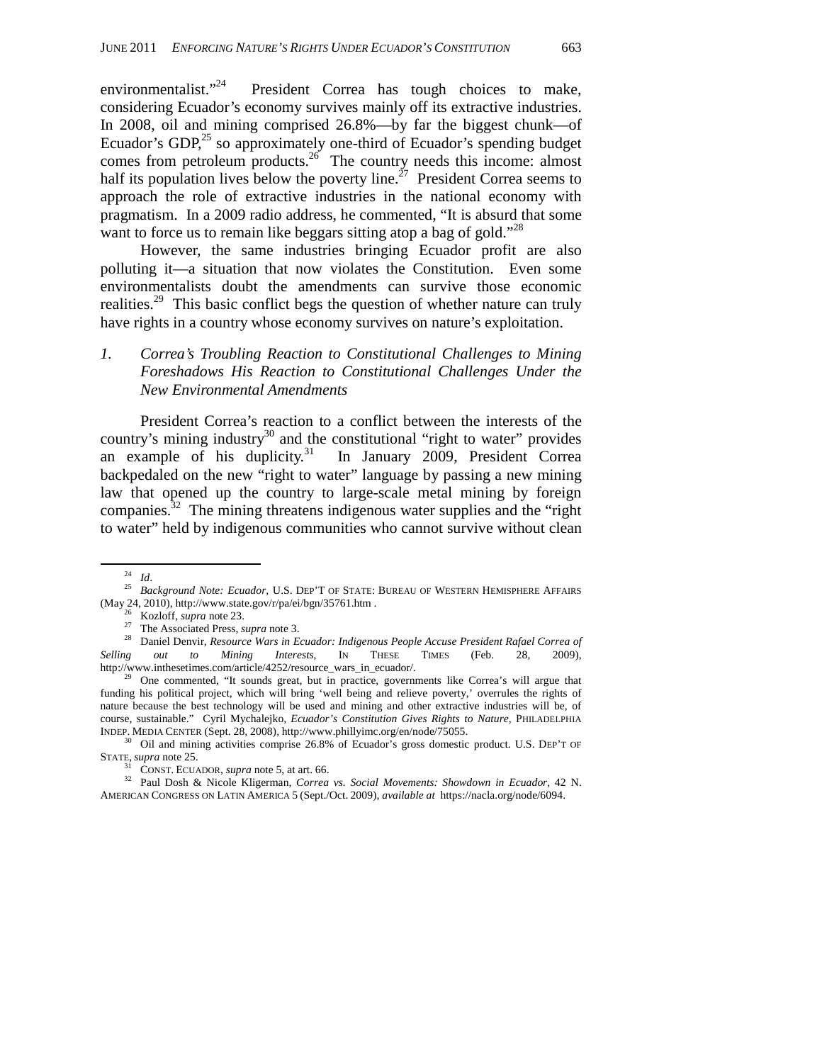environmentalist."[24] President Correa has tough choices to make, considering Ecuador's economy survives mainly off its extractive industries. In 2008, oil and mining comprised 26.8%—by far the biggest chunk—of Ecuador's GDP,[25] so approximately one-third of Ecuador's spending budget comes from petroleum products.[26] The country needs this income: almost half its population lives below the poverty line.[27] President Correa seems to approach the role of extractive industries in the national economy with pragmatism. In a 2009 radio address, he commented, "It is absurd that some want to force us to remain like beggars sitting atop a bag of gold."[28]

However, the same industries bringing Ecuador profit are also polluting it—a situation that now violates the Constitution. Even some environmentalists doubt the amendments can survive those economic realities.[29] This basic conflict begs the question of whether nature can truly have rights in a country whose economy survives on nature's exploitation.

### *1. Correa's Troubling Reaction to Constitutional Challenges to Mining Foreshadows His Reaction to Constitutional Challenges Under the New Environmental Amendments*

President Correa's reaction to a conflict between the interests of the country's mining industry[30] and the constitutional "right to water" provides an example of his duplicity.[31] In January 2009, President Correa backpedaled on the new "right to water" language by passing a new mining law that opened up the country to large-scale metal mining by foreign companies.[32] The mining threatens indigenous water supplies and the "right to water" held by indigenous communities who cannot survive without clean

---

[24] *Id*.

[25] *Background Note: Ecuador*, U.S. DEP'T OF STATE: BUREAU OF WESTERN HEMISPHERE AFFAIRS (May 24, 2010), http://www.state.gov/r/pa/ei/bgn/35761.htm .

[26] Kozloff, *supra* note 23.

[27] The Associated Press, *supra* note 3.

[28] Daniel Denvir, *Resource Wars in Ecuador: Indigenous People Accuse President Rafael Correa of Selling out to Mining Interests*, IN THESE TIMES (Feb. 28, 2009), http://www.inthesetimes.com/article/4252/resource_wars_in_ecuador/.

[29] One commented, "It sounds great, but in practice, governments like Correa's will argue that funding his political project, which will bring 'well being and relieve poverty,' overrules the rights of nature because the best technology will be used and mining and other extractive industries will be, of course, sustainable." Cyril Mychalejko, *Ecuador's Constitution Gives Rights to Nature*, PHILADELPHIA INDEP. MEDIA CENTER (Sept. 28, 2008), http://www.phillyimc.org/en/node/75055.

[30] Oil and mining activities comprise 26.8% of Ecuador's gross domestic product. U.S. DEP'T OF STATE, *supra* note 25.

[31] CONST. ECUADOR, *supra* note 5, at art. 66.

[32] Paul Dosh & Nicole Kligerman, *Correa vs. Social Movements: Showdown in Ecuador*, 42 N. AMERICAN CONGRESS ON LATIN AMERICA 5 (Sept./Oct. 2009), *available at* https://nacla.org/node/6094.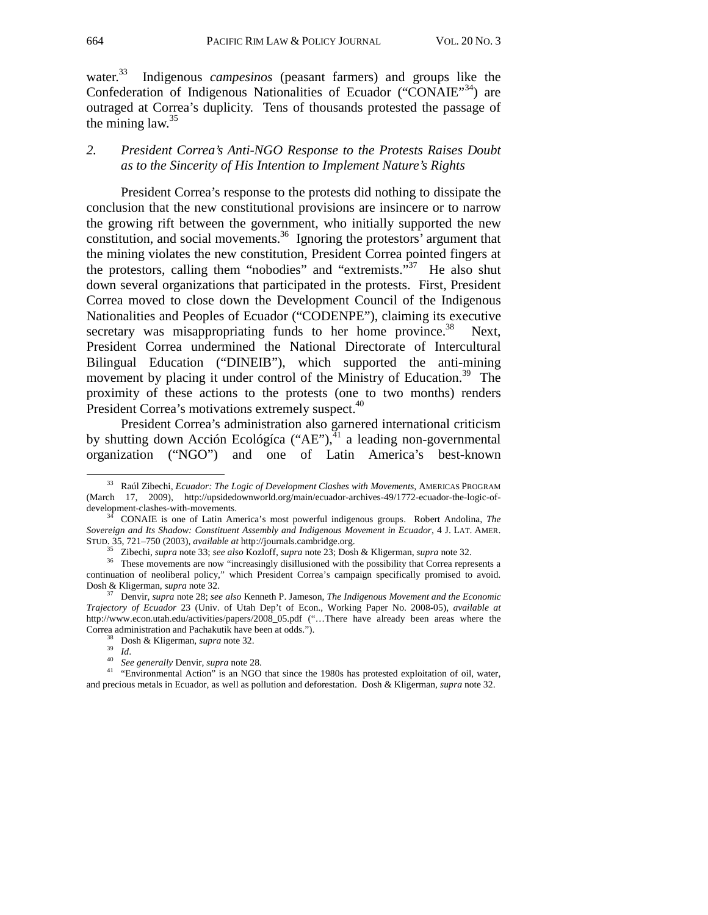water.[33] Indigenous *campesinos* (peasant farmers) and groups like the Confederation of Indigenous Nationalities of Ecuador ("CONAIE"[34]) are outraged at Correa's duplicity. Tens of thousands protested the passage of the mining law.[35]

### *2. President Correa's Anti-NGO Response to the Protests Raises Doubt as to the Sincerity of His Intention to Implement Nature's Rights*

President Correa's response to the protests did nothing to dissipate the conclusion that the new constitutional provisions are insincere or to narrow the growing rift between the government, who initially supported the new constitution, and social movements.[36] Ignoring the protestors' argument that the mining violates the new constitution, President Correa pointed fingers at the protestors, calling them "nobodies" and "extremists."[37] He also shut down several organizations that participated in the protests. First, President Correa moved to close down the Development Council of the Indigenous Nationalities and Peoples of Ecuador ("CODENPE"), claiming its executive secretary was misappropriating funds to her home province.[38] Next, President Correa undermined the National Directorate of Intercultural Bilingual Education ("DINEIB"), which supported the anti-mining movement by placing it under control of the Ministry of Education.[39] The proximity of these actions to the protests (one to two months) renders President Correa's motivations extremely suspect.[40]

President Correa's administration also garnered international criticism by shutting down Acción Ecológíca ("AE"),[41] a leading non-governmental organization ("NGO") and one of Latin America's best-known

---

[33] Raúl Zibechi, *Ecuador: The Logic of Development Clashes with Movements*, AMERICAS PROGRAM (March 17, 2009), http://upsidedownworld.org/main/ecuador-archives-49/1772-ecuador-the-logic-of-development-clashes-with-movements.

[34] CONAIE is one of Latin America's most powerful indigenous groups. Robert Andolina, *The Sovereign and Its Shadow: Constituent Assembly and Indigenous Movement in Ecuador*, 4 J. LAT. AMER. STUD. 35, 721–750 (2003), *available at* http://journals.cambridge.org.

[35] Zibechi, *supra* note 33; *see also* Kozloff, *supra* note 23; Dosh & Kligerman, *supra* note 32.

[36] These movements are now "increasingly disillusioned with the possibility that Correa represents a continuation of neoliberal policy," which President Correa's campaign specifically promised to avoid. Dosh & Kligerman, *supra* note 32.

[37] Denvir, *supra* note 28; *see also* Kenneth P. Jameson, *The Indigenous Movement and the Economic Trajectory of Ecuador* 23 (Univ. of Utah Dep't of Econ., Working Paper No. 2008-05), *available at* http://www.econ.utah.edu/activities/papers/2008_05.pdf ("…There have already been areas where the Correa administration and Pachakutik have been at odds.").

[38] Dosh & Kligerman, *supra* note 32.

[39] *Id*.

[40] *See generally* Denvir, *supra* note 28.

[41] "Environmental Action" is an NGO that since the 1980s has protested exploitation of oil, water, and precious metals in Ecuador, as well as pollution and deforestation. Dosh & Kligerman, *supra* note 32.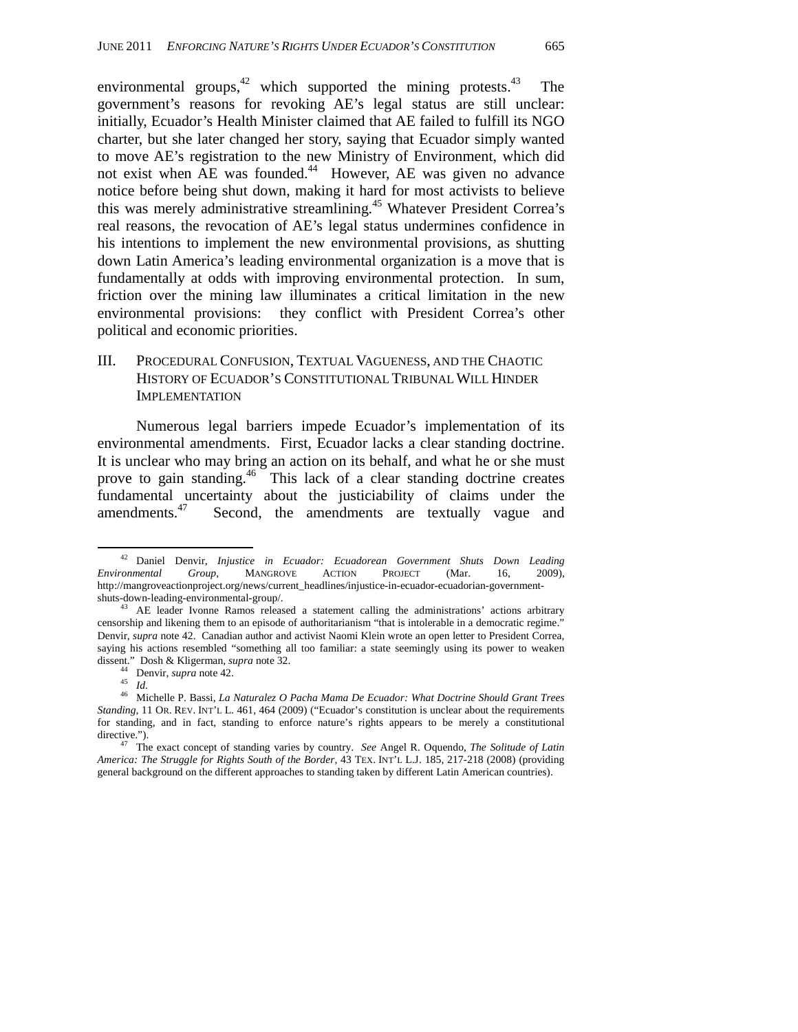environmental groups,[42] which supported the mining protests.[43] The government's reasons for revoking AE's legal status are still unclear: initially, Ecuador's Health Minister claimed that AE failed to fulfill its NGO charter, but she later changed her story, saying that Ecuador simply wanted to move AE's registration to the new Ministry of Environment, which did not exist when AE was founded.[44] However, AE was given no advance notice before being shut down, making it hard for most activists to believe this was merely administrative streamlining.[45] Whatever President Correa's real reasons, the revocation of AE's legal status undermines confidence in his intentions to implement the new environmental provisions, as shutting down Latin America's leading environmental organization is a move that is fundamentally at odds with improving environmental protection. In sum, friction over the mining law illuminates a critical limitation in the new environmental provisions: they conflict with President Correa's other political and economic priorities.

## III. Procedural Confusion, Textual Vagueness, and the Chaotic History of Ecuador's Constitutional Tribunal Will Hinder Implementation

Numerous legal barriers impede Ecuador's implementation of its environmental amendments. First, Ecuador lacks a clear standing doctrine. It is unclear who may bring an action on its behalf, and what he or she must prove to gain standing.[46] This lack of a clear standing doctrine creates fundamental uncertainty about the justiciability of claims under the amendments.[47] Second, the amendments are textually vague and

---

[42] Daniel Denvir, *Injustice in Ecuador: Ecuadorean Government Shuts Down Leading Environmental Group*, MANGROVE ACTION PROJECT (Mar. 16, 2009), http://mangroveactionproject.org/news/current_headlines/injustice-in-ecuador-ecuadorian-government-shuts-down-leading-environmental-group/.

[43] AE leader Ivonne Ramos released a statement calling the administrations' actions arbitrary censorship and likening them to an episode of authoritarianism "that is intolerable in a democratic regime." Denvir, *supra* note 42. Canadian author and activist Naomi Klein wrote an open letter to President Correa, saying his actions resembled "something all too familiar: a state seemingly using its power to weaken dissent." Dosh & Kligerman, *supra* note 32.

[44] Denvir, *supra* note 42.

[45] *Id.*

[46] Michelle P. Bassi, *La Naturalez O Pacha Mama De Ecuador: What Doctrine Should Grant Trees Standing*, 11 OR. REV. INT'L L. 461, 464 (2009) ("Ecuador's constitution is unclear about the requirements for standing, and in fact, standing to enforce nature's rights appears to be merely a constitutional directive.").

[47] The exact concept of standing varies by country. *See* Angel R. Oquendo, *The Solitude of Latin America: The Struggle for Rights South of the Border*, 43 TEX. INT'L L.J. 185, 217-218 (2008) (providing general background on the different approaches to standing taken by different Latin American countries).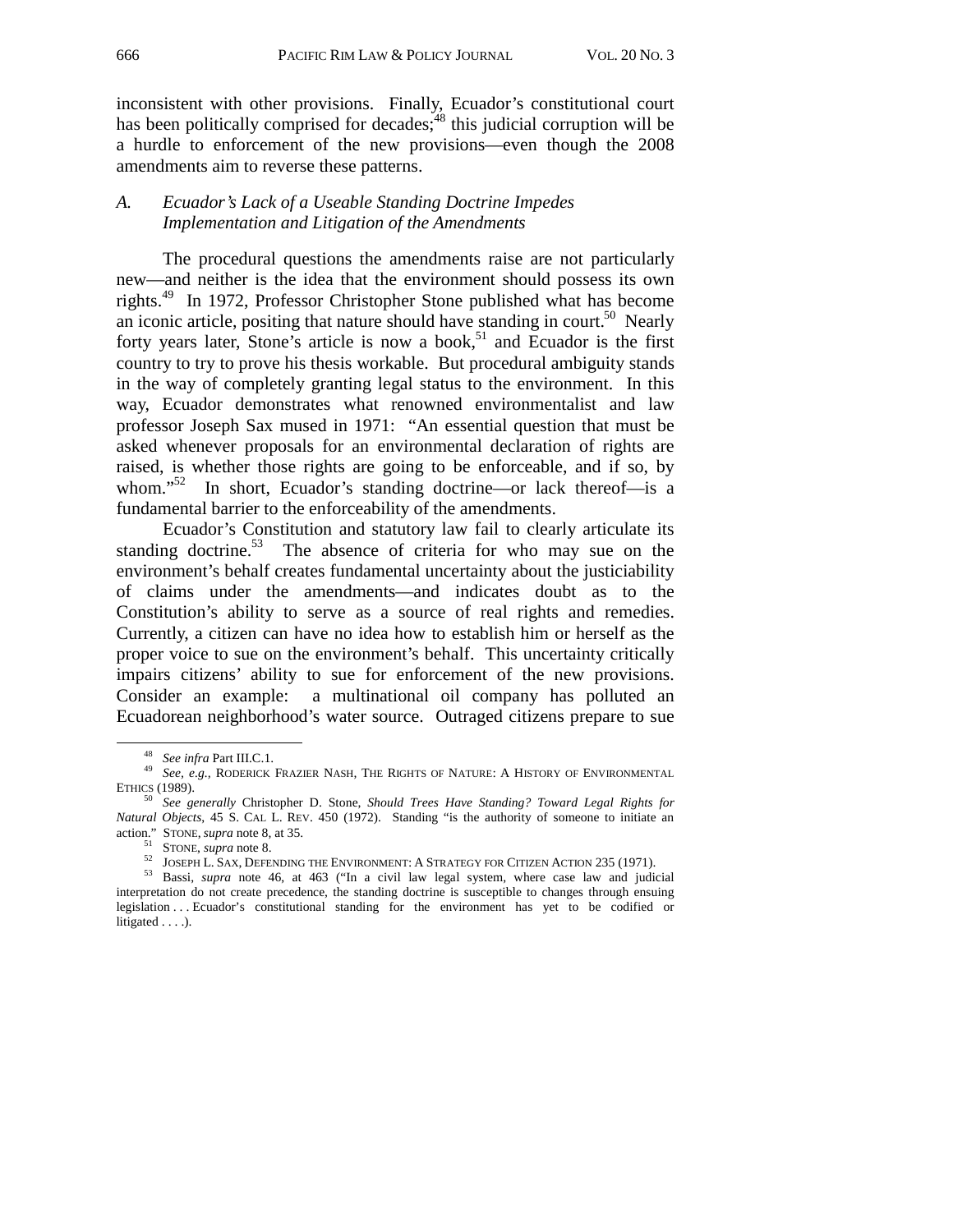inconsistent with other provisions. Finally, Ecuador's constitutional court has been politically comprised for decades;[48] this judicial corruption will be a hurdle to enforcement of the new provisions—even though the 2008 amendments aim to reverse these patterns.

### A. *Ecuador's Lack of a Useable Standing Doctrine Impedes Implementation and Litigation of the Amendments*

The procedural questions the amendments raise are not particularly new—and neither is the idea that the environment should possess its own rights.[49] In 1972, Professor Christopher Stone published what has become an iconic article, positing that nature should have standing in court.[50] Nearly forty years later, Stone's article is now a book,[51] and Ecuador is the first country to try to prove his thesis workable. But procedural ambiguity stands in the way of completely granting legal status to the environment. In this way, Ecuador demonstrates what renowned environmentalist and law professor Joseph Sax mused in 1971: "An essential question that must be asked whenever proposals for an environmental declaration of rights are raised, is whether those rights are going to be enforceable, and if so, by whom."[52] In short, Ecuador's standing doctrine—or lack thereof—is a fundamental barrier to the enforceability of the amendments.

Ecuador's Constitution and statutory law fail to clearly articulate its standing doctrine.[53] The absence of criteria for who may sue on the environment's behalf creates fundamental uncertainty about the justiciability of claims under the amendments—and indicates doubt as to the Constitution's ability to serve as a source of real rights and remedies. Currently, a citizen can have no idea how to establish him or herself as the proper voice to sue on the environment's behalf. This uncertainty critically impairs citizens' ability to sue for enforcement of the new provisions. Consider an example: a multinational oil company has polluted an Ecuadorean neighborhood's water source. Outraged citizens prepare to sue

---

[48] *See infra* Part III.C.1.

[49] *See, e.g.*, RODERICK FRAZIER NASH, THE RIGHTS OF NATURE: A HISTORY OF ENVIRONMENTAL ETHICS (1989).

[50] *See generally* Christopher D. Stone, *Should Trees Have Standing? Toward Legal Rights for Natural Objects*, 45 S. CAL L. REV. 450 (1972). Standing "is the authority of someone to initiate an action." STONE, *supra* note 8, at 35.

[51] STONE, *supra* note 8.

[52] JOSEPH L. SAX, DEFENDING THE ENVIRONMENT: A STRATEGY FOR CITIZEN ACTION 235 (1971).

[53] Bassi, *supra* note 46, at 463 ("In a civil law legal system, where case law and judicial interpretation do not create precedence, the standing doctrine is susceptible to changes through ensuing legislation . . . Ecuador's constitutional standing for the environment has yet to be codified or litigated . . . .).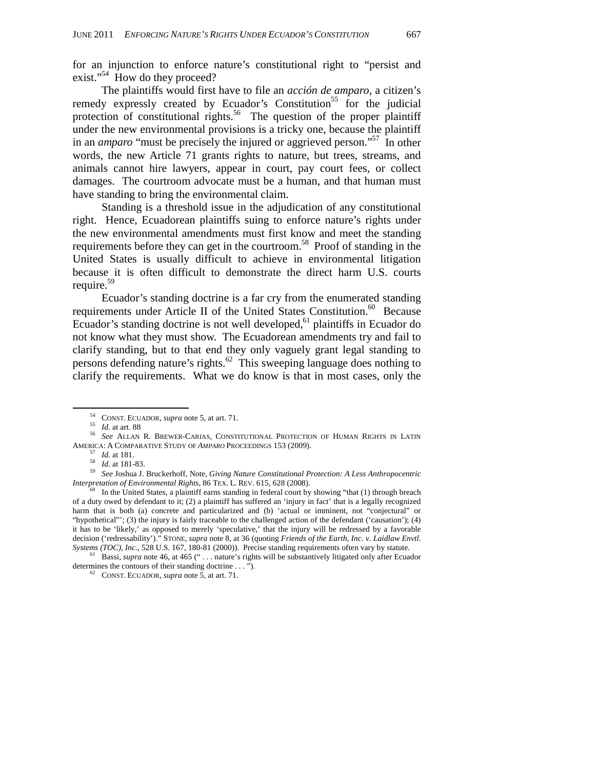for an injunction to enforce nature's constitutional right to "persist and exist."[54] How do they proceed?

The plaintiffs would first have to file an *acción de amparo*, a citizen's remedy expressly created by Ecuador's Constitution[55] for the judicial protection of constitutional rights.[56] The question of the proper plaintiff under the new environmental provisions is a tricky one, because the plaintiff in an *amparo* "must be precisely the injured or aggrieved person."[57] In other words, the new Article 71 grants rights to nature, but trees, streams, and animals cannot hire lawyers, appear in court, pay court fees, or collect damages. The courtroom advocate must be a human, and that human must have standing to bring the environmental claim.

Standing is a threshold issue in the adjudication of any constitutional right. Hence, Ecuadorean plaintiffs suing to enforce nature's rights under the new environmental amendments must first know and meet the standing requirements before they can get in the courtroom.[58] Proof of standing in the United States is usually difficult to achieve in environmental litigation because it is often difficult to demonstrate the direct harm U.S. courts require.[59]

Ecuador's standing doctrine is a far cry from the enumerated standing requirements under Article II of the United States Constitution.[60] Because Ecuador's standing doctrine is not well developed,[61] plaintiffs in Ecuador do not know what they must show. The Ecuadorean amendments try and fail to clarify standing, but to that end they only vaguely grant legal standing to persons defending nature's rights.[62] This sweeping language does nothing to clarify the requirements. What we do know is that in most cases, only the

---

[54] CONST. ECUADOR, *supra* note 5, at art. 71.

[55] *Id.* at art. 88

[56] *See* ALLAN R. BREWER-CARIAS, CONSTITUTIONAL PROTECTION OF HUMAN RIGHTS IN LATIN AMERICA: A COMPARATIVE STUDY OF *AMPARO* PROCEEDINGS 153 (2009).

[57] *Id.* at 181.

[58] *Id.* at 181-83.

[59] *See* Joshua J. Bruckerhoff, Note, *Giving Nature Constitutional Protection: A Less Anthropocentric Interpretation of Environmental Rights*, 86 TEX. L. REV. 615, 628 (2008).

[60] In the United States, a plaintiff earns standing in federal court by showing "that (1) through breach of a duty owed by defendant to it; (2) a plaintiff has suffered an 'injury in fact' that is a legally recognized harm that is both (a) concrete and particularized and (b) 'actual or imminent, not "conjectural" or "hypothetical"'; (3) the injury is fairly traceable to the challenged action of the defendant ('causation'); (4) it has to be 'likely,' as opposed to merely 'speculative,' that the injury will be redressed by a favorable decision ('redressability')." STONE, *supra* note 8, at 36 (quoting *Friends of the Earth, Inc. v. Laidlaw Envtl. Systems (TOC), Inc.*, 528 U.S. 167, 180-81 (2000)). Precise standing requirements often vary by statute.

[61] Bassi, *supra* note 46, at 465 (" . . . nature's rights will be substantively litigated only after Ecuador determines the contours of their standing doctrine . . . ").

[62] CONST. ECUADOR, *supra* note 5, at art. 71.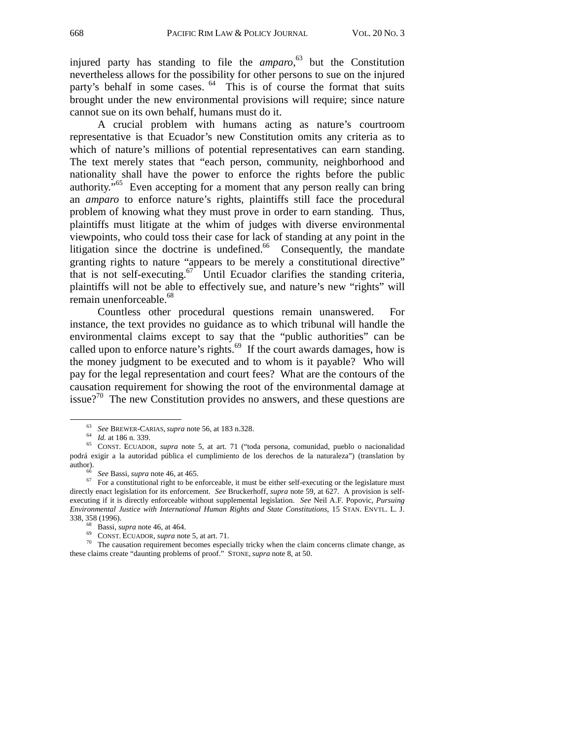injured party has standing to file the *amparo*,[63] but the Constitution nevertheless allows for the possibility for other persons to sue on the injured party's behalf in some cases.[64] This is of course the format that suits brought under the new environmental provisions will require; since nature cannot sue on its own behalf, humans must do it.

A crucial problem with humans acting as nature's courtroom representative is that Ecuador's new Constitution omits any criteria as to which of nature's millions of potential representatives can earn standing. The text merely states that "each person, community, neighborhood and nationality shall have the power to enforce the rights before the public authority."[65] Even accepting for a moment that any person really can bring an *amparo* to enforce nature's rights, plaintiffs still face the procedural problem of knowing what they must prove in order to earn standing. Thus, plaintiffs must litigate at the whim of judges with diverse environmental viewpoints, who could toss their case for lack of standing at any point in the litigation since the doctrine is undefined.[66] Consequently, the mandate granting rights to nature "appears to be merely a constitutional directive" that is not self-executing.[67] Until Ecuador clarifies the standing criteria, plaintiffs will not be able to effectively sue, and nature's new "rights" will remain unenforceable.[68]

Countless other procedural questions remain unanswered. For instance, the text provides no guidance as to which tribunal will handle the environmental claims except to say that the "public authorities" can be called upon to enforce nature's rights.[69] If the court awards damages, how is the money judgment to be executed and to whom is it payable? Who will pay for the legal representation and court fees? What are the contours of the causation requirement for showing the root of the environmental damage at issue?[70] The new Constitution provides no answers, and these questions are

---

[63] *See* BREWER-CARIAS, *supra* note 56, at 183 n.328.

[64] *Id.* at 186 n. 339.

[65] CONST. ECUADOR, *supra* note 5, at art. 71 ("toda persona, comunidad, pueblo o nacionalidad podrá exigir a la autoridad pública el cumplimiento de los derechos de la naturaleza") (translation by author).

[66] *See* Bassi, *supra* note 46, at 465.

[67] For a constitutional right to be enforceable, it must be either self-executing or the legislature must directly enact legislation for its enforcement. *See* Bruckerhoff, *supra* note 59, at 627. A provision is self-executing if it is directly enforceable without supplemental legislation. *See* Neil A.F. Popovic, *Pursuing Environmental Justice with International Human Rights and State Constitutions*, 15 STAN. ENVTL. L. J. 338, 358 (1996).

[68] Bassi, *supra* note 46, at 464.

[69] CONST. ECUADOR, *supra* note 5, at art. 71.

[70] The causation requirement becomes especially tricky when the claim concerns climate change, as these claims create "daunting problems of proof." STONE, *supra* note 8, at 50.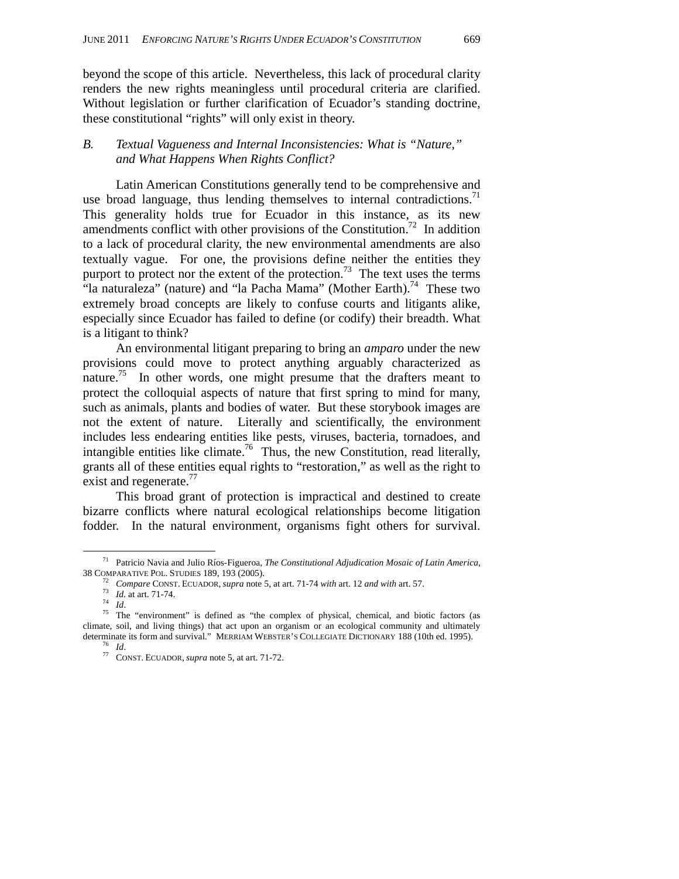beyond the scope of this article. Nevertheless, this lack of procedural clarity renders the new rights meaningless until procedural criteria are clarified. Without legislation or further clarification of Ecuador's standing doctrine, these constitutional "rights" will only exist in theory.

### *B. Textual Vagueness and Internal Inconsistencies: What is "Nature," and What Happens When Rights Conflict?*

Latin American Constitutions generally tend to be comprehensive and use broad language, thus lending themselves to internal contradictions.[71] This generality holds true for Ecuador in this instance, as its new amendments conflict with other provisions of the Constitution.[72] In addition to a lack of procedural clarity, the new environmental amendments are also textually vague. For one, the provisions define neither the entities they purport to protect nor the extent of the protection.[73] The text uses the terms "la naturaleza" (nature) and "la Pacha Mama" (Mother Earth).[74] These two extremely broad concepts are likely to confuse courts and litigants alike, especially since Ecuador has failed to define (or codify) their breadth. What is a litigant to think?

An environmental litigant preparing to bring an *amparo* under the new provisions could move to protect anything arguably characterized as nature.[75] In other words, one might presume that the drafters meant to protect the colloquial aspects of nature that first spring to mind for many, such as animals, plants and bodies of water. But these storybook images are not the extent of nature. Literally and scientifically, the environment includes less endearing entities like pests, viruses, bacteria, tornadoes, and intangible entities like climate.[76] Thus, the new Constitution, read literally, grants all of these entities equal rights to "restoration," as well as the right to exist and regenerate.[77]

This broad grant of protection is impractical and destined to create bizarre conflicts where natural ecological relationships become litigation fodder. In the natural environment, organisms fight others for survival.

---

[71] Patricio Navia and Julio Ríos-Figueroa, *The Constitutional Adjudication Mosaic of Latin America*, 38 COMPARATIVE POL. STUDIES 189, 193 (2005).

[72] *Compare* CONST. ECUADOR, *supra* note 5, at art. 71-74 *with* art. 12 *and with* art. 57.

[73] *Id.* at art. 71-74.

[74] *Id*.

[75] The "environment" is defined as "the complex of physical, chemical, and biotic factors (as climate, soil, and living things) that act upon an organism or an ecological community and ultimately determinate its form and survival." MERRIAM WEBSTER'S COLLEGIATE DICTIONARY 188 (10th ed. 1995).

[76] *Id*.

[77] CONST. ECUADOR, *supra* note 5, at art. 71-72.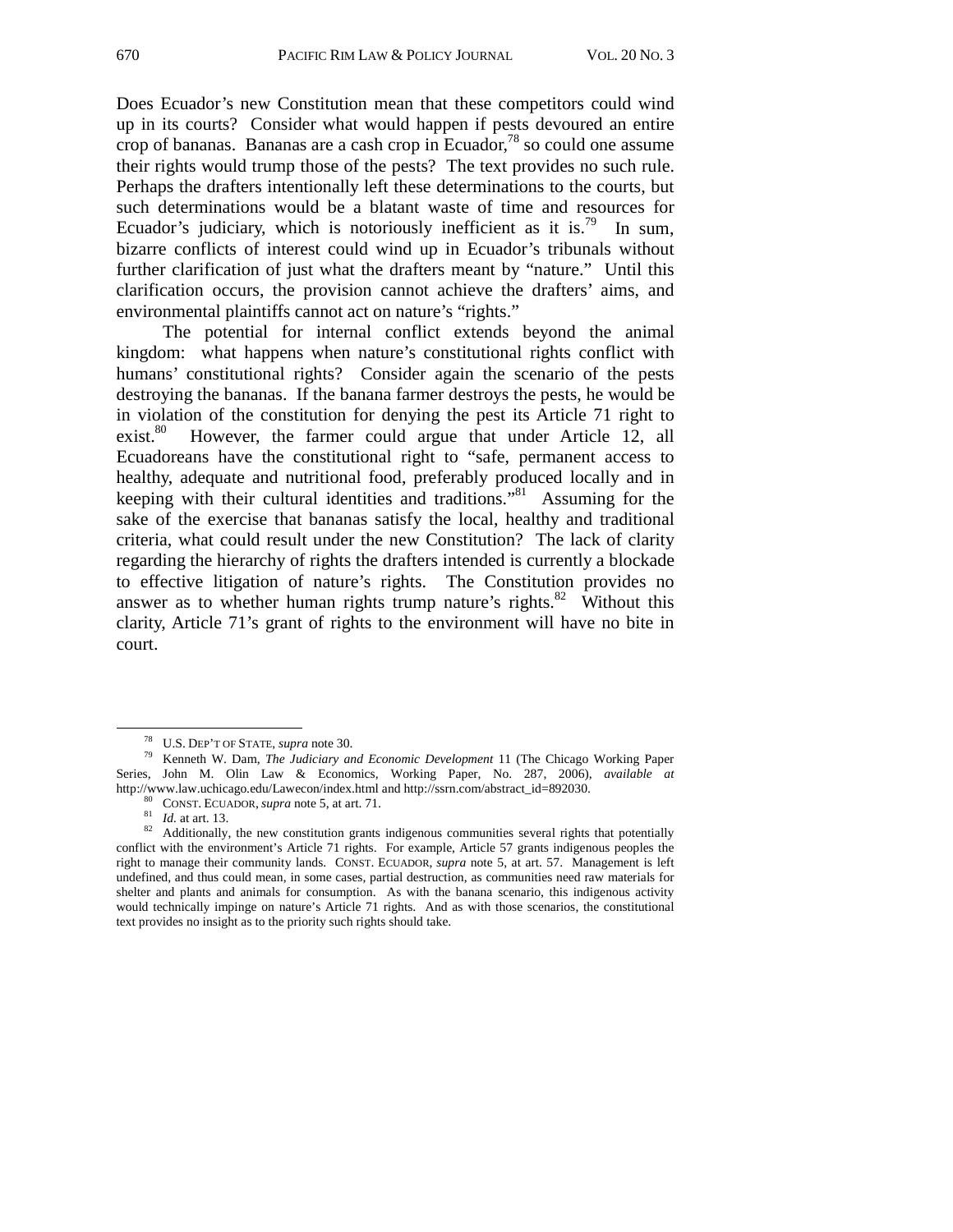Does Ecuador's new Constitution mean that these competitors could wind up in its courts? Consider what would happen if pests devoured an entire crop of bananas. Bananas are a cash crop in Ecuador,[78] so could one assume their rights would trump those of the pests? The text provides no such rule. Perhaps the drafters intentionally left these determinations to the courts, but such determinations would be a blatant waste of time and resources for Ecuador's judiciary, which is notoriously inefficient as it is.[79] In sum, bizarre conflicts of interest could wind up in Ecuador's tribunals without further clarification of just what the drafters meant by "nature." Until this clarification occurs, the provision cannot achieve the drafters' aims, and environmental plaintiffs cannot act on nature's "rights."

The potential for internal conflict extends beyond the animal kingdom: what happens when nature's constitutional rights conflict with humans' constitutional rights? Consider again the scenario of the pests destroying the bananas. If the banana farmer destroys the pests, he would be in violation of the constitution for denying the pest its Article 71 right to exist.[80] However, the farmer could argue that under Article 12, all Ecuadoreans have the constitutional right to "safe, permanent access to healthy, adequate and nutritional food, preferably produced locally and in keeping with their cultural identities and traditions."[81] Assuming for the sake of the exercise that bananas satisfy the local, healthy and traditional criteria, what could result under the new Constitution? The lack of clarity regarding the hierarchy of rights the drafters intended is currently a blockade to effective litigation of nature's rights. The Constitution provides no answer as to whether human rights trump nature's rights.[82] Without this clarity, Article 71's grant of rights to the environment will have no bite in court.

---

[78] U.S. DEP'T OF STATE, *supra* note 30.

[79] Kenneth W. Dam, *The Judiciary and Economic Development* 11 (The Chicago Working Paper Series, John M. Olin Law & Economics, Working Paper, No. 287, 2006), *available at* http://www.law.uchicago.edu/Lawecon/index.html and http://ssrn.com/abstract_id=892030.

[80] CONST. ECUADOR, *supra* note 5, at art. 71.

[81] *Id.* at art. 13.

[82] Additionally, the new constitution grants indigenous communities several rights that potentially conflict with the environment's Article 71 rights. For example, Article 57 grants indigenous peoples the right to manage their community lands. CONST. ECUADOR, *supra* note 5, at art. 57. Management is left undefined, and thus could mean, in some cases, partial destruction, as communities need raw materials for shelter and plants and animals for consumption. As with the banana scenario, this indigenous activity would technically impinge on nature's Article 71 rights. And as with those scenarios, the constitutional text provides no insight as to the priority such rights should take.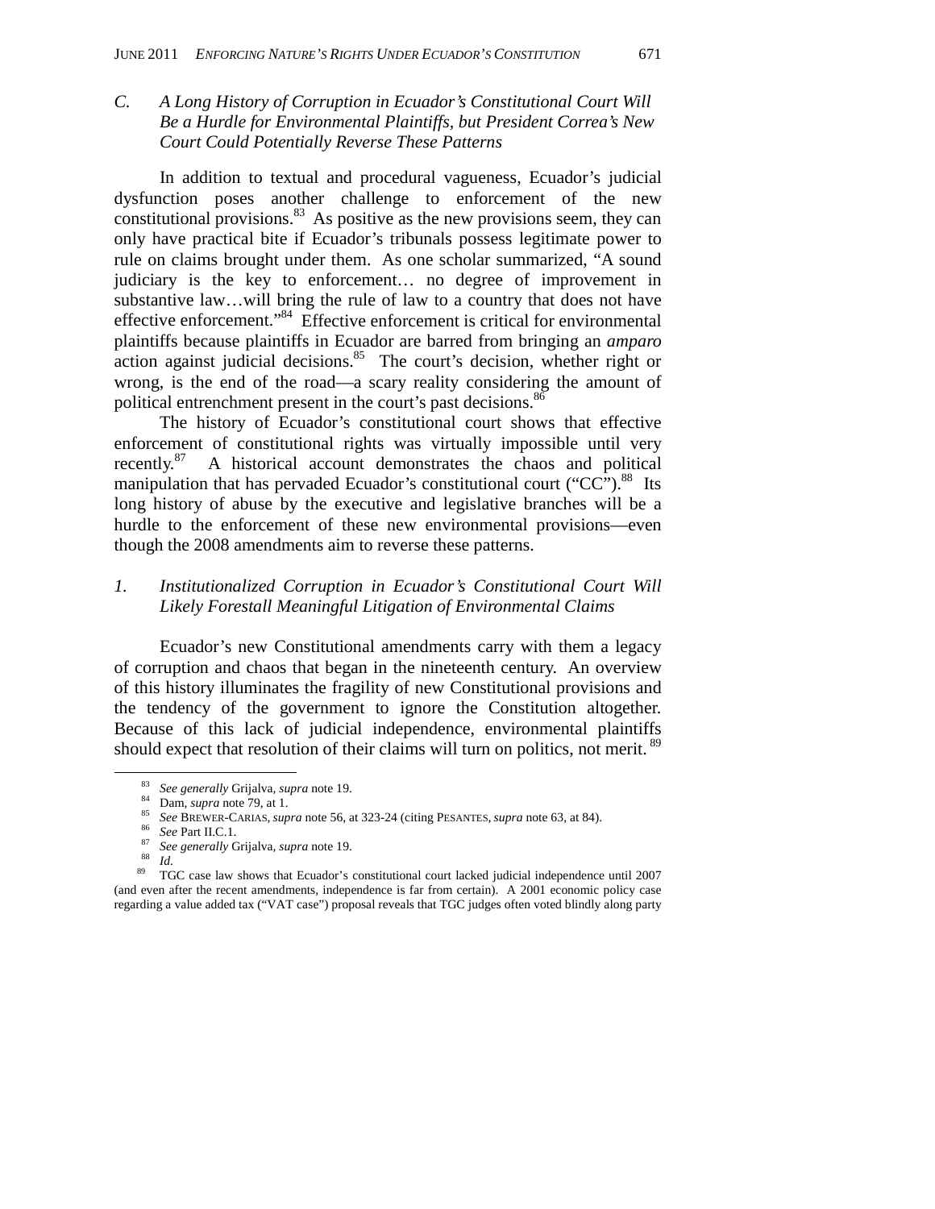### C. A Long History of Corruption in Ecuador's Constitutional Court Will Be a Hurdle for Environmental Plaintiffs, but President Correa's New Court Could Potentially Reverse These Patterns

In addition to textual and procedural vagueness, Ecuador's judicial dysfunction poses another challenge to enforcement of the new constitutional provisions.[83] As positive as the new provisions seem, they can only have practical bite if Ecuador's tribunals possess legitimate power to rule on claims brought under them. As one scholar summarized, "A sound judiciary is the key to enforcement… no degree of improvement in substantive law…will bring the rule of law to a country that does not have effective enforcement."[84] Effective enforcement is critical for environmental plaintiffs because plaintiffs in Ecuador are barred from bringing an *amparo* action against judicial decisions.[85] The court's decision, whether right or wrong, is the end of the road—a scary reality considering the amount of political entrenchment present in the court's past decisions.[86]

The history of Ecuador's constitutional court shows that effective enforcement of constitutional rights was virtually impossible until very recently.[87] A historical account demonstrates the chaos and political manipulation that has pervaded Ecuador's constitutional court ("CC").[88] Its long history of abuse by the executive and legislative branches will be a hurdle to the enforcement of these new environmental provisions—even though the 2008 amendments aim to reverse these patterns.

#### 1. Institutionalized Corruption in Ecuador's Constitutional Court Will Likely Forestall Meaningful Litigation of Environmental Claims

Ecuador's new Constitutional amendments carry with them a legacy of corruption and chaos that began in the nineteenth century. An overview of this history illuminates the fragility of new Constitutional provisions and the tendency of the government to ignore the Constitution altogether. Because of this lack of judicial independence, environmental plaintiffs should expect that resolution of their claims will turn on politics, not merit.[89]

---

[83] *See generally* Grijalva, *supra* note 19.

[84] Dam, *supra* note 79, at 1.

[85] *See* BREWER-CARIAS, *supra* note 56, at 323-24 (citing PESANTES, *supra* note 63, at 84).

[86] *See* Part II.C.1.

[87] *See generally* Grijalva, *supra* note 19.

[88] *Id.*

[89] TGC case law shows that Ecuador's constitutional court lacked judicial independence until 2007 (and even after the recent amendments, independence is far from certain). A 2001 economic policy case regarding a value added tax ("VAT case") proposal reveals that TGC judges often voted blindly along party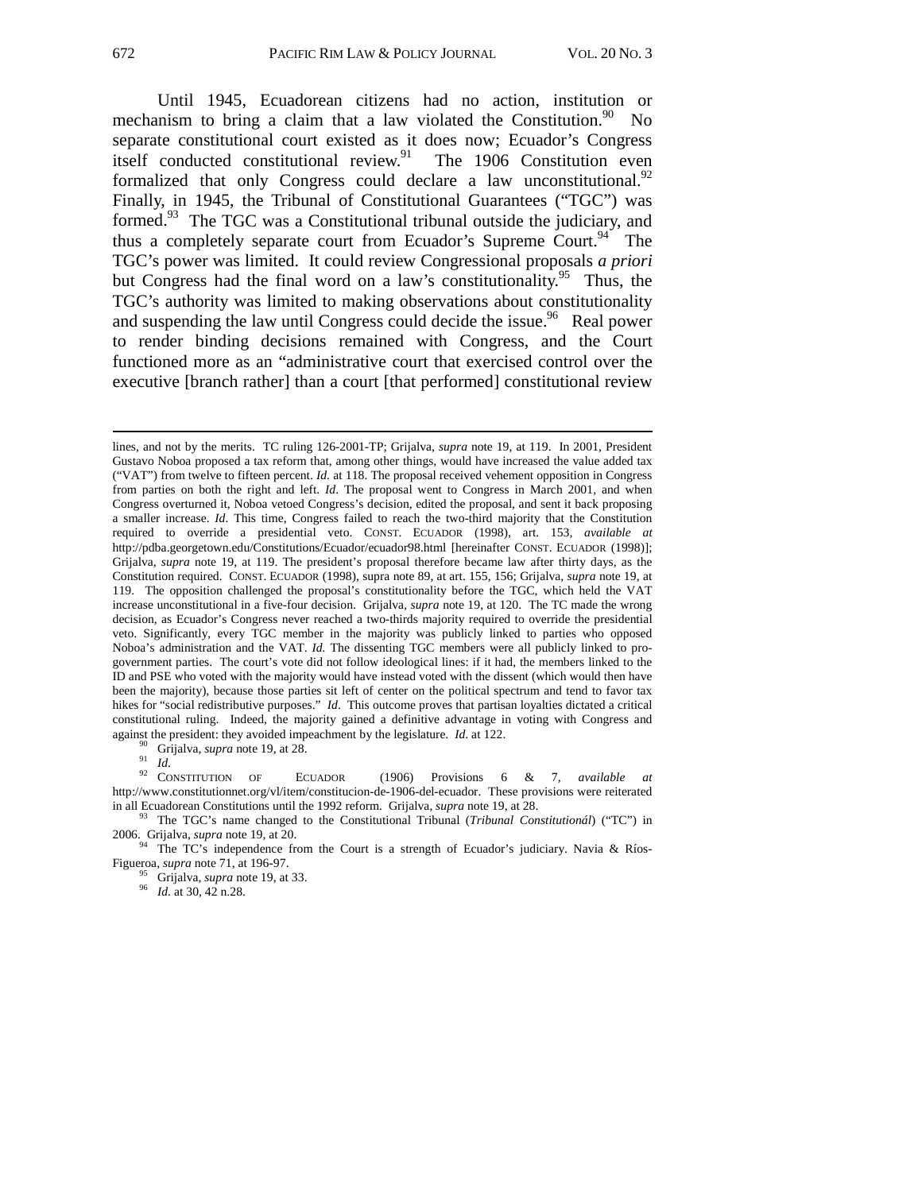Until 1945, Ecuadorean citizens had no action, institution or mechanism to bring a claim that a law violated the Constitution.[90] No separate constitutional court existed as it does now; Ecuador's Congress itself conducted constitutional review.[91] The 1906 Constitution even formalized that only Congress could declare a law unconstitutional.[92] Finally, in 1945, the Tribunal of Constitutional Guarantees ("TGC") was formed.[93] The TGC was a Constitutional tribunal outside the judiciary, and thus a completely separate court from Ecuador's Supreme Court.[94] The TGC's power was limited. It could review Congressional proposals *a priori* but Congress had the final word on a law's constitutionality.[95] Thus, the TGC's authority was limited to making observations about constitutionality and suspending the law until Congress could decide the issue.[96] Real power to render binding decisions remained with Congress, and the Court functioned more as an "administrative court that exercised control over the executive [branch rather] than a court [that performed] constitutional review

---

lines, and not by the merits. TC ruling 126-2001-TP; Grijalva, *supra* note 19, at 119. In 2001, President Gustavo Noboa proposed a tax reform that, among other things, would have increased the value added tax ("VAT") from twelve to fifteen percent. *Id.* at 118. The proposal received vehement opposition in Congress from parties on both the right and left. *Id*. The proposal went to Congress in March 2001, and when Congress overturned it, Noboa vetoed Congress's decision, edited the proposal, and sent it back proposing a smaller increase. *Id*. This time, Congress failed to reach the two-third majority that the Constitution required to override a presidential veto. CONST. ECUADOR (1998), art. 153, *available at* http://pdba.georgetown.edu/Constitutions/Ecuador/ecuador98.html [hereinafter CONST. ECUADOR (1998)]; Grijalva, *supra* note 19, at 119. The president's proposal therefore became law after thirty days, as the Constitution required. CONST. ECUADOR (1998), supra note 89, at art. 155, 156; Grijalva, *supra* note 19, at 119. The opposition challenged the proposal's constitutionality before the TGC, which held the VAT increase unconstitutional in a five-four decision. Grijalva, *supra* note 19, at 120. The TC made the wrong decision, as Ecuador's Congress never reached a two-thirds majority required to override the presidential veto. Significantly, every TGC member in the majority was publicly linked to parties who opposed Noboa's administration and the VAT. *Id.* The dissenting TGC members were all publicly linked to pro-government parties. The court's vote did not follow ideological lines: if it had, the members linked to the ID and PSE who voted with the majority would have instead voted with the dissent (which would then have been the majority), because those parties sit left of center on the political spectrum and tend to favor tax hikes for "social redistributive purposes." *Id*. This outcome proves that partisan loyalties dictated a critical constitutional ruling. Indeed, the majority gained a definitive advantage in voting with Congress and against the president: they avoided impeachment by the legislature. *Id.* at 122.

[90] Grijalva, *supra* note 19, at 28.

[91] *Id.*

[92] CONSTITUTION OF ECUADOR (1906) Provisions 6 & 7, *available at* http://www.constitutionnet.org/vl/item/constitucion-de-1906-del-ecuador. These provisions were reiterated in all Ecuadorean Constitutions until the 1992 reform. Grijalva, *supra* note 19, at 28.

[93] The TGC's name changed to the Constitutional Tribunal (*Tribunal Constitutionál*) ("TC") in 2006. Grijalva, *supra* note 19, at 20.

[94] The TC's independence from the Court is a strength of Ecuador's judiciary. Navia & Ríos-Figueroa, *supra* note 71, at 196-97.

[95] Grijalva, *supra* note 19, at 33.

[96] *Id.* at 30, 42 n.28.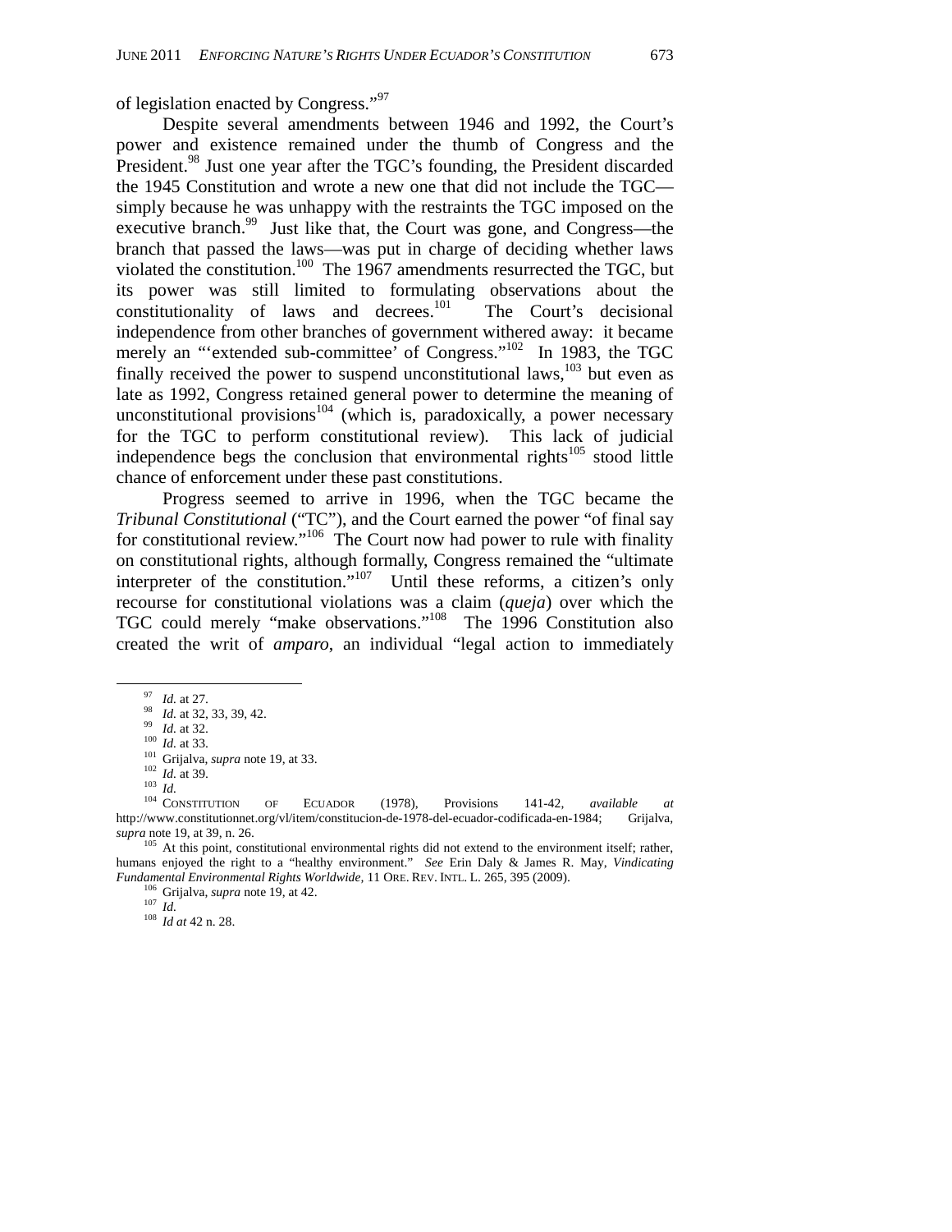of legislation enacted by Congress."[97]

Despite several amendments between 1946 and 1992, the Court's power and existence remained under the thumb of Congress and the President.[98] Just one year after the TGC's founding, the President discarded the 1945 Constitution and wrote a new one that did not include the TGC—simply because he was unhappy with the restraints the TGC imposed on the executive branch.[99] Just like that, the Court was gone, and Congress—the branch that passed the laws—was put in charge of deciding whether laws violated the constitution.[100] The 1967 amendments resurrected the TGC, but its power was still limited to formulating observations about the constitutionality of laws and decrees.[101] The Court's decisional independence from other branches of government withered away: it became merely an "'extended sub-committee' of Congress."[102] In 1983, the TGC finally received the power to suspend unconstitutional laws,[103] but even as late as 1992, Congress retained general power to determine the meaning of unconstitutional provisions[104] (which is, paradoxically, a power necessary for the TGC to perform constitutional review). This lack of judicial independence begs the conclusion that environmental rights[105] stood little chance of enforcement under these past constitutions.

Progress seemed to arrive in 1996, when the TGC became the *Tribunal Constitutional* ("TC"), and the Court earned the power "of final say for constitutional review."[106] The Court now had power to rule with finality on constitutional rights, although formally, Congress remained the "ultimate interpreter of the constitution."[107] Until these reforms, a citizen's only recourse for constitutional violations was a claim (*queja*) over which the TGC could merely "make observations."[108] The 1996 Constitution also created the writ of *amparo*, an individual "legal action to immediately

---

[97] *Id.* at 27.

[98] *Id.* at 32, 33, 39, 42.

[99] *Id.* at 32.

[100] *Id.* at 33.

[101] Grijalva, *supra* note 19, at 33.

[102] *Id.* at 39.

[103] *Id.*

[104] CONSTITUTION OF ECUADOR (1978), Provisions 141-42, *available at* http://www.constitutionnet.org/vl/item/constitucion-de-1978-del-ecuador-codificada-en-1984; Grijalva, *supra* note 19, at 39, n. 26.

[105] At this point, constitutional environmental rights did not extend to the environment itself; rather, humans enjoyed the right to a "healthy environment." *See* Erin Daly & James R. May, *Vindicating Fundamental Environmental Rights Worldwide*, 11 ORE. REV. INTL. L. 265, 395 (2009).

[106] Grijalva, *supra* note 19, at 42.

[107] *Id.*

[108] *Id at* 42 n. 28.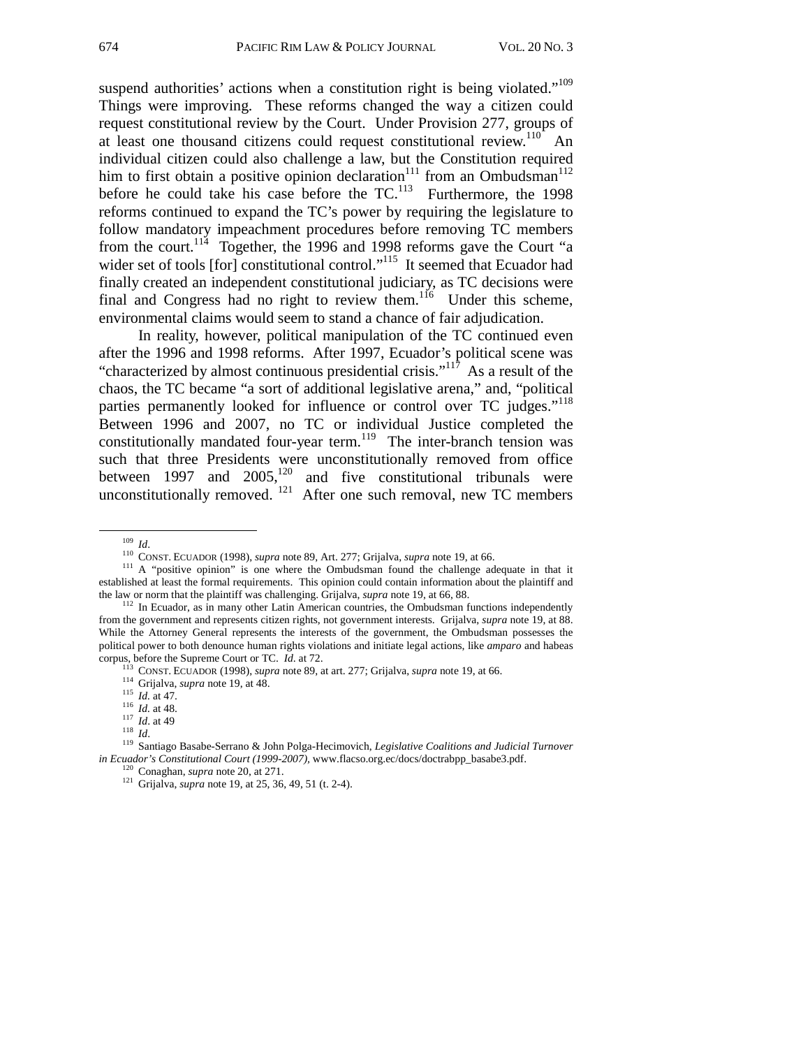suspend authorities' actions when a constitution right is being violated."[109] Things were improving. These reforms changed the way a citizen could request constitutional review by the Court. Under Provision 277, groups of at least one thousand citizens could request constitutional review.[110] An individual citizen could also challenge a law, but the Constitution required him to first obtain a positive opinion declaration[111] from an Ombudsman[112] before he could take his case before the TC.[113] Furthermore, the 1998 reforms continued to expand the TC's power by requiring the legislature to follow mandatory impeachment procedures before removing TC members from the court.[114] Together, the 1996 and 1998 reforms gave the Court "a wider set of tools [for] constitutional control."[115] It seemed that Ecuador had finally created an independent constitutional judiciary, as TC decisions were final and Congress had no right to review them.[116] Under this scheme, environmental claims would seem to stand a chance of fair adjudication.

In reality, however, political manipulation of the TC continued even after the 1996 and 1998 reforms. After 1997, Ecuador's political scene was "characterized by almost continuous presidential crisis."[117] As a result of the chaos, the TC became "a sort of additional legislative arena," and, "political parties permanently looked for influence or control over TC judges."[118] Between 1996 and 2007, no TC or individual Justice completed the constitutionally mandated four-year term.[119] The inter-branch tension was such that three Presidents were unconstitutionally removed from office between 1997 and 2005,[120] and five constitutional tribunals were unconstitutionally removed.[121] After one such removal, new TC members

---

[109] *Id*.

[110] CONST. ECUADOR (1998), *supra* note 89, Art. 277; Grijalva, *supra* note 19, at 66.

[111] A "positive opinion" is one where the Ombudsman found the challenge adequate in that it established at least the formal requirements. This opinion could contain information about the plaintiff and the law or norm that the plaintiff was challenging. Grijalva, *supra* note 19, at 66, 88.

[112] In Ecuador, as in many other Latin American countries, the Ombudsman functions independently from the government and represents citizen rights, not government interests. Grijalva, *supra* note 19, at 88. While the Attorney General represents the interests of the government, the Ombudsman possesses the political power to both denounce human rights violations and initiate legal actions, like *amparo* and habeas corpus, before the Supreme Court or TC. *Id.* at 72.

[113] CONST. ECUADOR (1998), *supra* note 89, at art. 277; Grijalva, *supra* note 19, at 66.

[114] Grijalva, *supra* note 19, at 48.

[115] *Id.* at 47.

[116] *Id.* at 48.

[117] *Id*. at 49

[118] *Id*.

[119] Santiago Basabe-Serrano & John Polga-Hecimovich, *Legislative Coalitions and Judicial Turnover in Ecuador's Constitutional Court (1999-2007)*, www.flacso.org.ec/docs/doctrabpp_basabe3.pdf.

[120] Conaghan, *supra* note 20, at 271.

[121] Grijalva, *supra* note 19, at 25, 36, 49, 51 (t. 2-4).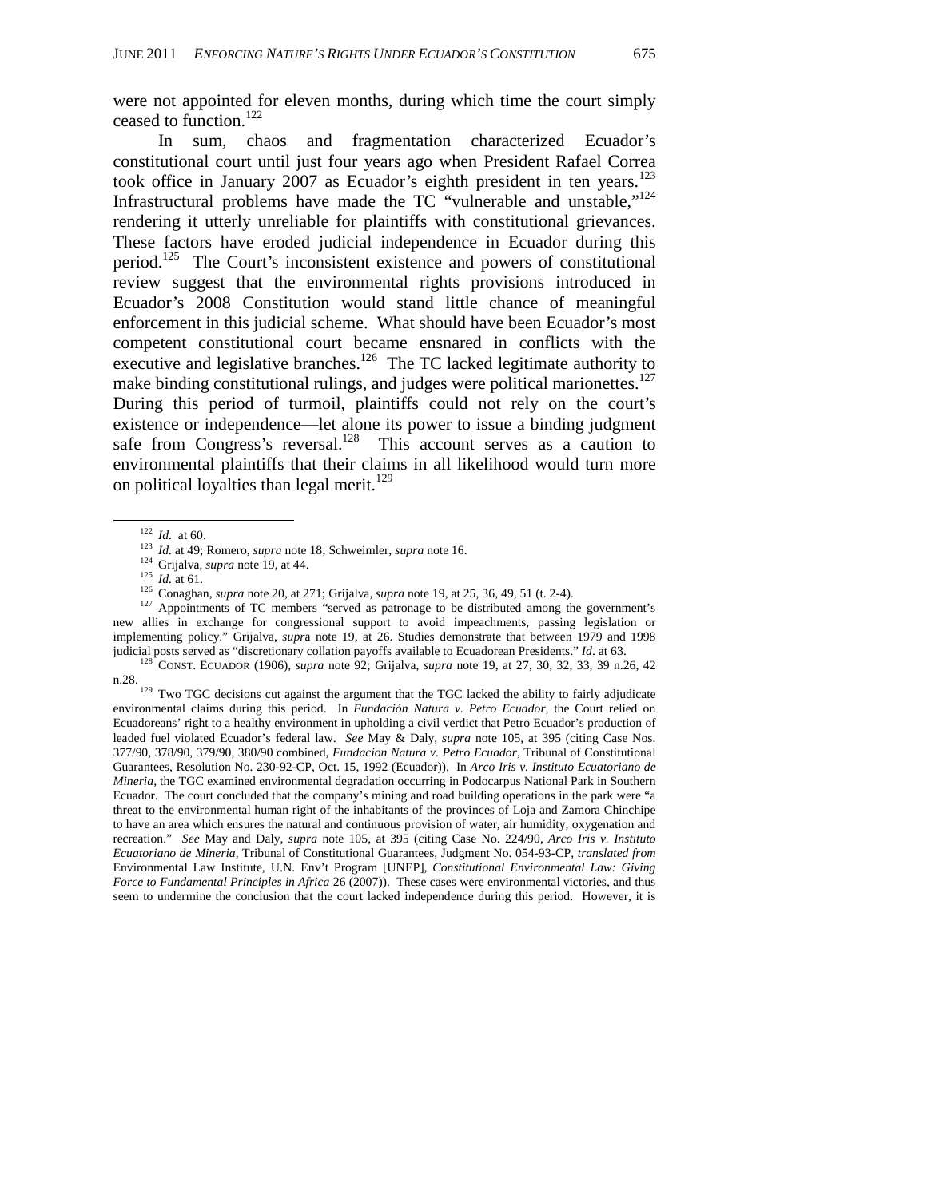were not appointed for eleven months, during which time the court simply ceased to function.[122]

In sum, chaos and fragmentation characterized Ecuador's constitutional court until just four years ago when President Rafael Correa took office in January 2007 as Ecuador's eighth president in ten years.[123] Infrastructural problems have made the TC "vulnerable and unstable,"[124] rendering it utterly unreliable for plaintiffs with constitutional grievances. These factors have eroded judicial independence in Ecuador during this period.[125] The Court's inconsistent existence and powers of constitutional review suggest that the environmental rights provisions introduced in Ecuador's 2008 Constitution would stand little chance of meaningful enforcement in this judicial scheme. What should have been Ecuador's most competent constitutional court became ensnared in conflicts with the executive and legislative branches.[126] The TC lacked legitimate authority to make binding constitutional rulings, and judges were political marionettes.[127] During this period of turmoil, plaintiffs could not rely on the court's existence or independence—let alone its power to issue a binding judgment safe from Congress's reversal.[128] This account serves as a caution to environmental plaintiffs that their claims in all likelihood would turn more on political loyalties than legal merit.[129]

---

[122] *Id.* at 60.

[123] *Id.* at 49; Romero, *supra* note 18; Schweimler, *supra* note 16.

[124] Grijalva, *supra* note 19, at 44.

[125] *Id.* at 61.

[126] Conaghan, *supra* note 20, at 271; Grijalva, *supra* note 19, at 25, 36, 49, 51 (t. 2-4).

[127] Appointments of TC members "served as patronage to be distributed among the government's new allies in exchange for congressional support to avoid impeachments, passing legislation or implementing policy." Grijalva, *supra* note 19, at 26. Studies demonstrate that between 1979 and 1998 judicial posts served as "discretionary collation payoffs available to Ecuadorean Presidents." *Id*. at 63.

[128] CONST. ECUADOR (1906), *supra* note 92; Grijalva, *supra* note 19, at 27, 30, 32, 33, 39 n.26, 42 n.28.

[129] Two TGC decisions cut against the argument that the TGC lacked the ability to fairly adjudicate environmental claims during this period. In *Fundación Natura v. Petro Ecuador*, the Court relied on Ecuadoreans' right to a healthy environment in upholding a civil verdict that Petro Ecuador's production of leaded fuel violated Ecuador's federal law. *See* May & Daly, *supra* note 105, at 395 (citing Case Nos. 377/90, 378/90, 379/90, 380/90 combined, *Fundacion Natura v. Petro Ecuador*, Tribunal of Constitutional Guarantees, Resolution No. 230-92-CP, Oct. 15, 1992 (Ecuador)). In *Arco Iris v. Instituto Ecuatoriano de Mineria*, the TGC examined environmental degradation occurring in Podocarpus National Park in Southern Ecuador. The court concluded that the company's mining and road building operations in the park were "a threat to the environmental human right of the inhabitants of the provinces of Loja and Zamora Chinchipe to have an area which ensures the natural and continuous provision of water, air humidity, oxygenation and recreation." *See* May and Daly, *supra* note 105, at 395 (citing Case No. 224/90, *Arco Iris v. Instituto Ecuatoriano de Mineria*, Tribunal of Constitutional Guarantees, Judgment No. 054-93-CP, *translated from* Environmental Law Institute, U.N. Env't Program [UNEP], *Constitutional Environmental Law: Giving Force to Fundamental Principles in Africa* 26 (2007)). These cases were environmental victories, and thus seem to undermine the conclusion that the court lacked independence during this period. However, it is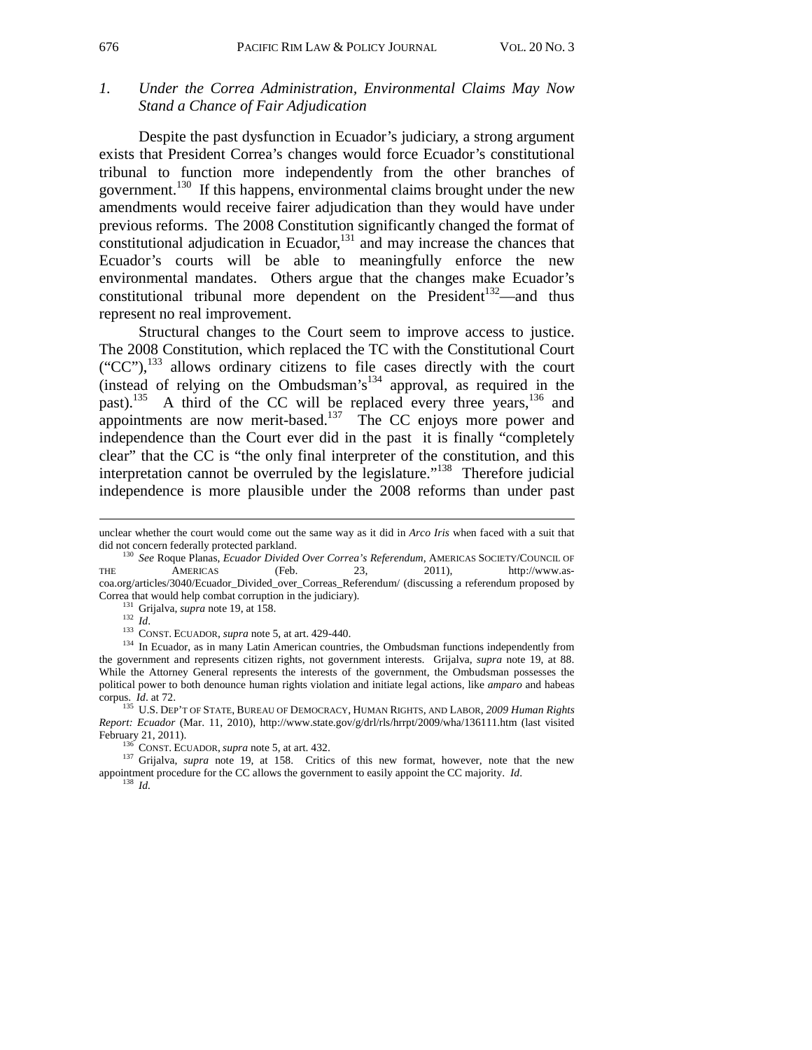### *1. Under the Correa Administration, Environmental Claims May Now Stand a Chance of Fair Adjudication*

Despite the past dysfunction in Ecuador's judiciary, a strong argument exists that President Correa's changes would force Ecuador's constitutional tribunal to function more independently from the other branches of government.[130] If this happens, environmental claims brought under the new amendments would receive fairer adjudication than they would have under previous reforms. The 2008 Constitution significantly changed the format of constitutional adjudication in Ecuador,[131] and may increase the chances that Ecuador's courts will be able to meaningfully enforce the new environmental mandates. Others argue that the changes make Ecuador's constitutional tribunal more dependent on the President[132]—and thus represent no real improvement.

Structural changes to the Court seem to improve access to justice. The 2008 Constitution, which replaced the TC with the Constitutional Court ("CC"),[133] allows ordinary citizens to file cases directly with the court (instead of relying on the Ombudsman's[134] approval, as required in the past).[135] A third of the CC will be replaced every three years,[136] and appointments are now merit-based.[137] The CC enjoys more power and independence than the Court ever did in the past it is finally "completely clear" that the CC is "the only final interpreter of the constitution, and this interpretation cannot be overruled by the legislature."[138] Therefore judicial independence is more plausible under the 2008 reforms than under past

---

unclear whether the court would come out the same way as it did in *Arco Iris* when faced with a suit that did not concern federally protected parkland.

[130] *See* Roque Planas, *Ecuador Divided Over Correa's Referendum*, AMERICAS SOCIETY/COUNCIL OF THE AMERICAS (Feb. 23, 2011), http://www.as-coa.org/articles/3040/Ecuador_Divided_over_Correas_Referendum/ (discussing a referendum proposed by Correa that would help combat corruption in the judiciary).

[131] Grijalva, *supra* note 19, at 158.

[132] *Id*.

[133] CONST. ECUADOR, *supra* note 5, at art. 429-440.

[134] In Ecuador, as in many Latin American countries, the Ombudsman functions independently from the government and represents citizen rights, not government interests. Grijalva, *supra* note 19, at 88. While the Attorney General represents the interests of the government, the Ombudsman possesses the political power to both denounce human rights violation and initiate legal actions, like *amparo* and habeas corpus. *Id*. at 72.

[135] U.S. DEP'T OF STATE, BUREAU OF DEMOCRACY, HUMAN RIGHTS, AND LABOR, *2009 Human Rights Report: Ecuador* (Mar. 11, 2010), http://www.state.gov/g/drl/rls/hrrpt/2009/wha/136111.htm (last visited February 21, 2011).

[136] CONST. ECUADOR, *supra* note 5, at art. 432.

[137] Grijalva, *supra* note 19, at 158. Critics of this new format, however, note that the new appointment procedure for the CC allows the government to easily appoint the CC majority. *Id*.

[138] *Id*.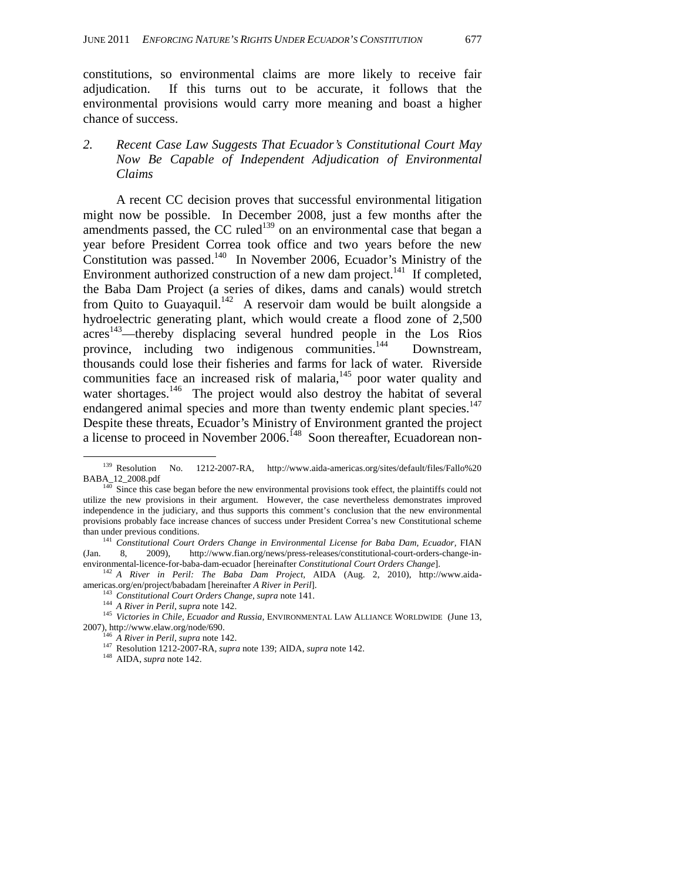constitutions, so environmental claims are more likely to receive fair adjudication. If this turns out to be accurate, it follows that the environmental provisions would carry more meaning and boast a higher chance of success.

### 2. *Recent Case Law Suggests That Ecuador's Constitutional Court May Now Be Capable of Independent Adjudication of Environmental Claims*

A recent CC decision proves that successful environmental litigation might now be possible. In December 2008, just a few months after the amendments passed, the CC ruled[139] on an environmental case that began a year before President Correa took office and two years before the new Constitution was passed.[140] In November 2006, Ecuador's Ministry of the Environment authorized construction of a new dam project.[141] If completed, the Baba Dam Project (a series of dikes, dams and canals) would stretch from Quito to Guayaquil.[142] A reservoir dam would be built alongside a hydroelectric generating plant, which would create a flood zone of 2,500 acres[143]—thereby displacing several hundred people in the Los Rios province, including two indigenous communities.[144] Downstream, thousands could lose their fisheries and farms for lack of water. Riverside communities face an increased risk of malaria,[145] poor water quality and water shortages.[146] The project would also destroy the habitat of several endangered animal species and more than twenty endemic plant species.[147] Despite these threats, Ecuador's Ministry of Environment granted the project a license to proceed in November 2006.[148] Soon thereafter, Ecuadorean non-

---

[139] Resolution No. 1212-2007-RA, http://www.aida-americas.org/sites/default/files/Fallo%20BABA_12_2008.pdf

[140] Since this case began before the new environmental provisions took effect, the plaintiffs could not utilize the new provisions in their argument. However, the case nevertheless demonstrates improved independence in the judiciary, and thus supports this comment's conclusion that the new environmental provisions probably face increase chances of success under President Correa's new Constitutional scheme than under previous conditions.

[141] *Constitutional Court Orders Change in Environmental License for Baba Dam, Ecuador*, FIAN (Jan. 8, 2009), http://www.fian.org/news/press-releases/constitutional-court-orders-change-in-environmental-licence-for-baba-dam-ecuador [hereinafter *Constitutional Court Orders Change*].

[142] *A River in Peril: The Baba Dam Project*, AIDA (Aug. 2, 2010), http://www.aida-americas.org/en/project/babadam [hereinafter *A River in Peril*].

[143] *Constitutional Court Orders Change*, *supra* note 141.

[144] *A River in Peril*, *supra* note 142.

[145] *Victories in Chile, Ecuador and Russia*, ENVIRONMENTAL LAW ALLIANCE WORLDWIDE (June 13, 2007), http://www.elaw.org/node/690.

[146] *A River in Peril*, *supra* note 142.

[147] Resolution 1212-2007-RA, *supra* note 139; AIDA, *supra* note 142.

[148] AIDA, *supra* note 142.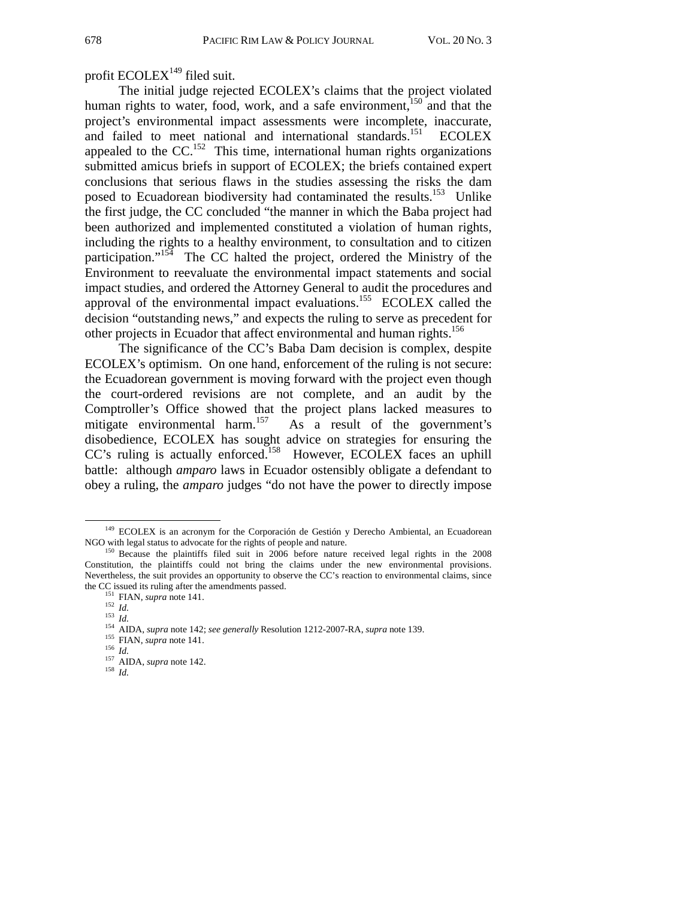profit ECOLEX[149] filed suit.

The initial judge rejected ECOLEX's claims that the project violated human rights to water, food, work, and a safe environment,[150] and that the project's environmental impact assessments were incomplete, inaccurate, and failed to meet national and international standards.[151] ECOLEX appealed to the CC.[152] This time, international human rights organizations submitted amicus briefs in support of ECOLEX; the briefs contained expert conclusions that serious flaws in the studies assessing the risks the dam posed to Ecuadorean biodiversity had contaminated the results.[153] Unlike the first judge, the CC concluded "the manner in which the Baba project had been authorized and implemented constituted a violation of human rights, including the rights to a healthy environment, to consultation and to citizen participation."[154] The CC halted the project, ordered the Ministry of the Environment to reevaluate the environmental impact statements and social impact studies, and ordered the Attorney General to audit the procedures and approval of the environmental impact evaluations.[155] ECOLEX called the decision "outstanding news," and expects the ruling to serve as precedent for other projects in Ecuador that affect environmental and human rights.[156]

The significance of the CC's Baba Dam decision is complex, despite ECOLEX's optimism. On one hand, enforcement of the ruling is not secure: the Ecuadorean government is moving forward with the project even though the court-ordered revisions are not complete, and an audit by the Comptroller's Office showed that the project plans lacked measures to mitigate environmental harm.[157] As a result of the government's disobedience, ECOLEX has sought advice on strategies for ensuring the CC's ruling is actually enforced.[158] However, ECOLEX faces an uphill battle: although *amparo* laws in Ecuador ostensibly obligate a defendant to obey a ruling, the *amparo* judges "do not have the power to directly impose

---

[149] ECOLEX is an acronym for the Corporación de Gestión y Derecho Ambiental, an Ecuadorean NGO with legal status to advocate for the rights of people and nature.

[150] Because the plaintiffs filed suit in 2006 before nature received legal rights in the 2008 Constitution, the plaintiffs could not bring the claims under the new environmental provisions. Nevertheless, the suit provides an opportunity to observe the CC's reaction to environmental claims, since the CC issued its ruling after the amendments passed.

[151] FIAN, *supra* note 141.

[152] *Id.*

[153] *Id.*

[154] AIDA, *supra* note 142; *see generally* Resolution 1212-2007-RA, *supra* note 139.

[155] FIAN, *supra* note 141.

[156] *Id.*

[157] AIDA, *supra* note 142.

[158] *Id.*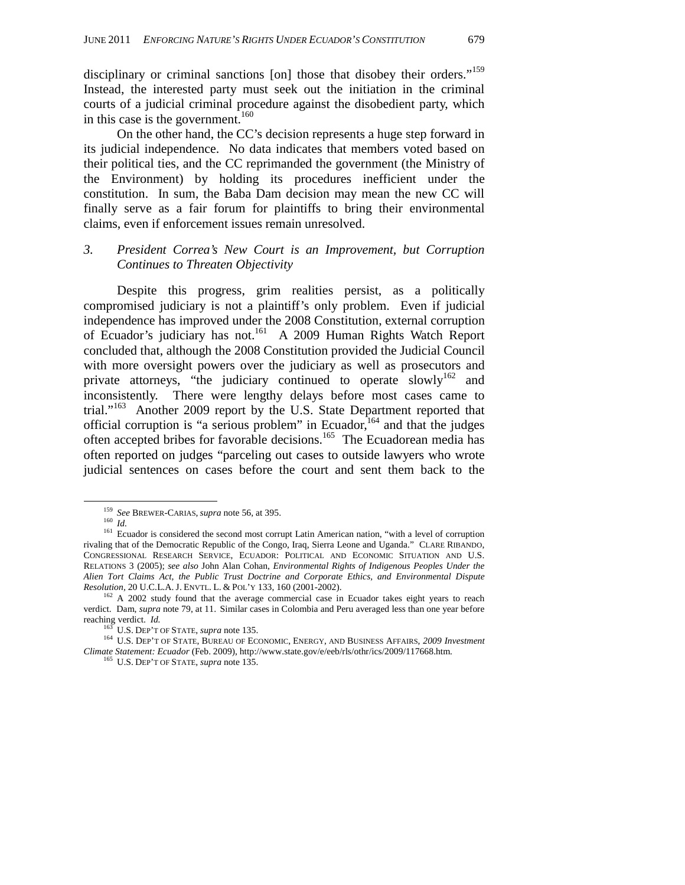disciplinary or criminal sanctions [on] those that disobey their orders."[159] Instead, the interested party must seek out the initiation in the criminal courts of a judicial criminal procedure against the disobedient party, which in this case is the government.[160]

On the other hand, the CC's decision represents a huge step forward in its judicial independence. No data indicates that members voted based on their political ties, and the CC reprimanded the government (the Ministry of the Environment) by holding its procedures inefficient under the constitution. In sum, the Baba Dam decision may mean the new CC will finally serve as a fair forum for plaintiffs to bring their environmental claims, even if enforcement issues remain unresolved.

### 3. *President Correa's New Court is an Improvement, but Corruption Continues to Threaten Objectivity*

Despite this progress, grim realities persist, as a politically compromised judiciary is not a plaintiff's only problem. Even if judicial independence has improved under the 2008 Constitution, external corruption of Ecuador's judiciary has not.[161] A 2009 Human Rights Watch Report concluded that, although the 2008 Constitution provided the Judicial Council with more oversight powers over the judiciary as well as prosecutors and private attorneys, "the judiciary continued to operate slowly[162] and inconsistently. There were lengthy delays before most cases came to trial."[163] Another 2009 report by the U.S. State Department reported that official corruption is "a serious problem" in Ecuador,[164] and that the judges often accepted bribes for favorable decisions.[165] The Ecuadorean media has often reported on judges "parceling out cases to outside lawyers who wrote judicial sentences on cases before the court and sent them back to the

---

[159] *See* BREWER-CARIAS, *supra* note 56, at 395.

[160] *Id.*

[161] Ecuador is considered the second most corrupt Latin American nation, "with a level of corruption rivaling that of the Democratic Republic of the Congo, Iraq, Sierra Leone and Uganda." CLARE RIBANDO, CONGRESSIONAL RESEARCH SERVICE, ECUADOR: POLITICAL AND ECONOMIC SITUATION AND U.S. RELATIONS 3 (2005); *see also* John Alan Cohan, *Environmental Rights of Indigenous Peoples Under the Alien Tort Claims Act, the Public Trust Doctrine and Corporate Ethics, and Environmental Dispute Resolution*, 20 U.C.L.A. J. ENVTL. L. & POL'Y 133, 160 (2001-2002).

[162] A 2002 study found that the average commercial case in Ecuador takes eight years to reach verdict. Dam, *supra* note 79, at 11. Similar cases in Colombia and Peru averaged less than one year before reaching verdict. *Id.*

[163] U.S. DEP'T OF STATE, *supra* note 135.

[164] U.S. DEP'T OF STATE, BUREAU OF ECONOMIC, ENERGY, AND BUSINESS AFFAIRS, *2009 Investment Climate Statement: Ecuador* (Feb. 2009), http://www.state.gov/e/eeb/rls/othr/ics/2009/117668.htm.

[165] U.S. DEP'T OF STATE, *supra* note 135.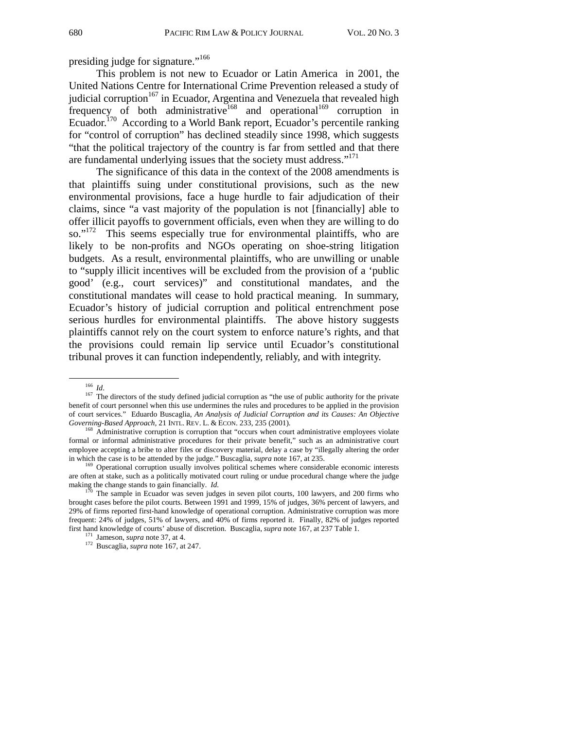presiding judge for signature."[166]

This problem is not new to Ecuador or Latin America in 2001, the United Nations Centre for International Crime Prevention released a study of judicial corruption[167] in Ecuador, Argentina and Venezuela that revealed high frequency of both administrative[168] and operational[169] corruption in Ecuador.[170] According to a World Bank report, Ecuador's percentile ranking for "control of corruption" has declined steadily since 1998, which suggests "that the political trajectory of the country is far from settled and that there are fundamental underlying issues that the society must address."[171]

The significance of this data in the context of the 2008 amendments is that plaintiffs suing under constitutional provisions, such as the new environmental provisions, face a huge hurdle to fair adjudication of their claims, since "a vast majority of the population is not [financially] able to offer illicit payoffs to government officials, even when they are willing to do so."[172] This seems especially true for environmental plaintiffs, who are likely to be non-profits and NGOs operating on shoe-string litigation budgets. As a result, environmental plaintiffs, who are unwilling or unable to "supply illicit incentives will be excluded from the provision of a 'public good' (e.g., court services)" and constitutional mandates, and the constitutional mandates will cease to hold practical meaning. In summary, Ecuador's history of judicial corruption and political entrenchment pose serious hurdles for environmental plaintiffs. The above history suggests plaintiffs cannot rely on the court system to enforce nature's rights, and that the provisions could remain lip service until Ecuador's constitutional tribunal proves it can function independently, reliably, and with integrity.

---

[166] *Id*.

[167] The directors of the study defined judicial corruption as "the use of public authority for the private benefit of court personnel when this use undermines the rules and procedures to be applied in the provision of court services." Eduardo Buscaglia, *An Analysis of Judicial Corruption and its Causes: An Objective Governing-Based Approach*, 21 INTL. REV. L. & ECON. 233, 235 (2001).

[168] Administrative corruption is corruption that "occurs when court administrative employees violate formal or informal administrative procedures for their private benefit," such as an administrative court employee accepting a bribe to alter files or discovery material, delay a case by "illegally altering the order in which the case is to be attended by the judge." Buscaglia, *supra* note 167, at 235.

[169] Operational corruption usually involves political schemes where considerable economic interests are often at stake, such as a politically motivated court ruling or undue procedural change where the judge making the change stands to gain financially. *Id.*

[170] The sample in Ecuador was seven judges in seven pilot courts, 100 lawyers, and 200 firms who brought cases before the pilot courts. Between 1991 and 1999, 15% of judges, 36% percent of lawyers, and 29% of firms reported first-hand knowledge of operational corruption. Administrative corruption was more frequent: 24% of judges, 51% of lawyers, and 40% of firms reported it. Finally, 82% of judges reported first hand knowledge of courts' abuse of discretion. Buscaglia, *supra* note 167, at 237 Table 1.

[171] Jameson, *supra* note 37, at 4.

[172] Buscaglia, *supra* note 167, at 247.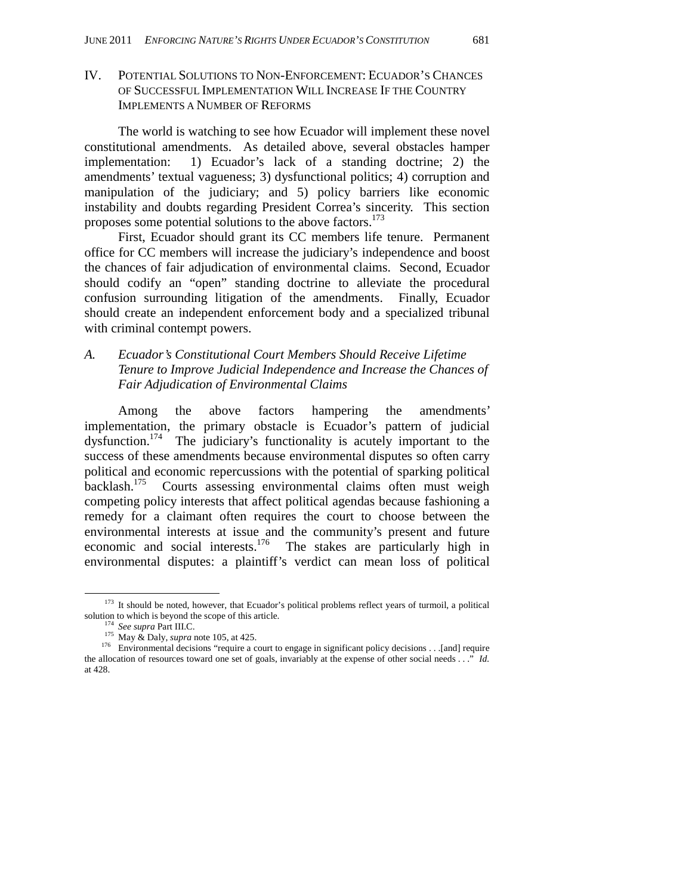## IV. POTENTIAL SOLUTIONS TO NON-ENFORCEMENT: ECUADOR'S CHANCES OF SUCCESSFUL IMPLEMENTATION WILL INCREASE IF THE COUNTRY IMPLEMENTS A NUMBER OF REFORMS

The world is watching to see how Ecuador will implement these novel constitutional amendments. As detailed above, several obstacles hamper implementation: 1) Ecuador's lack of a standing doctrine; 2) the amendments' textual vagueness; 3) dysfunctional politics; 4) corruption and manipulation of the judiciary; and 5) policy barriers like economic instability and doubts regarding President Correa's sincerity. This section proposes some potential solutions to the above factors.[173]

First, Ecuador should grant its CC members life tenure. Permanent office for CC members will increase the judiciary's independence and boost the chances of fair adjudication of environmental claims. Second, Ecuador should codify an "open" standing doctrine to alleviate the procedural confusion surrounding litigation of the amendments. Finally, Ecuador should create an independent enforcement body and a specialized tribunal with criminal contempt powers.

### *A. Ecuador's Constitutional Court Members Should Receive Lifetime Tenure to Improve Judicial Independence and Increase the Chances of Fair Adjudication of Environmental Claims*

Among the above factors hampering the amendments' implementation, the primary obstacle is Ecuador's pattern of judicial dysfunction.[174] The judiciary's functionality is acutely important to the success of these amendments because environmental disputes so often carry political and economic repercussions with the potential of sparking political backlash.[175] Courts assessing environmental claims often must weigh competing policy interests that affect political agendas because fashioning a remedy for a claimant often requires the court to choose between the environmental interests at issue and the community's present and future economic and social interests.[176] The stakes are particularly high in environmental disputes: a plaintiff's verdict can mean loss of political

---

[173] It should be noted, however, that Ecuador's political problems reflect years of turmoil, a political solution to which is beyond the scope of this article.

[174] *See supra* Part III.C.

[175] May & Daly, *supra* note 105, at 425.

[176] Environmental decisions "require a court to engage in significant policy decisions . . .[and] require the allocation of resources toward one set of goals, invariably at the expense of other social needs . . ." *Id.* at 428.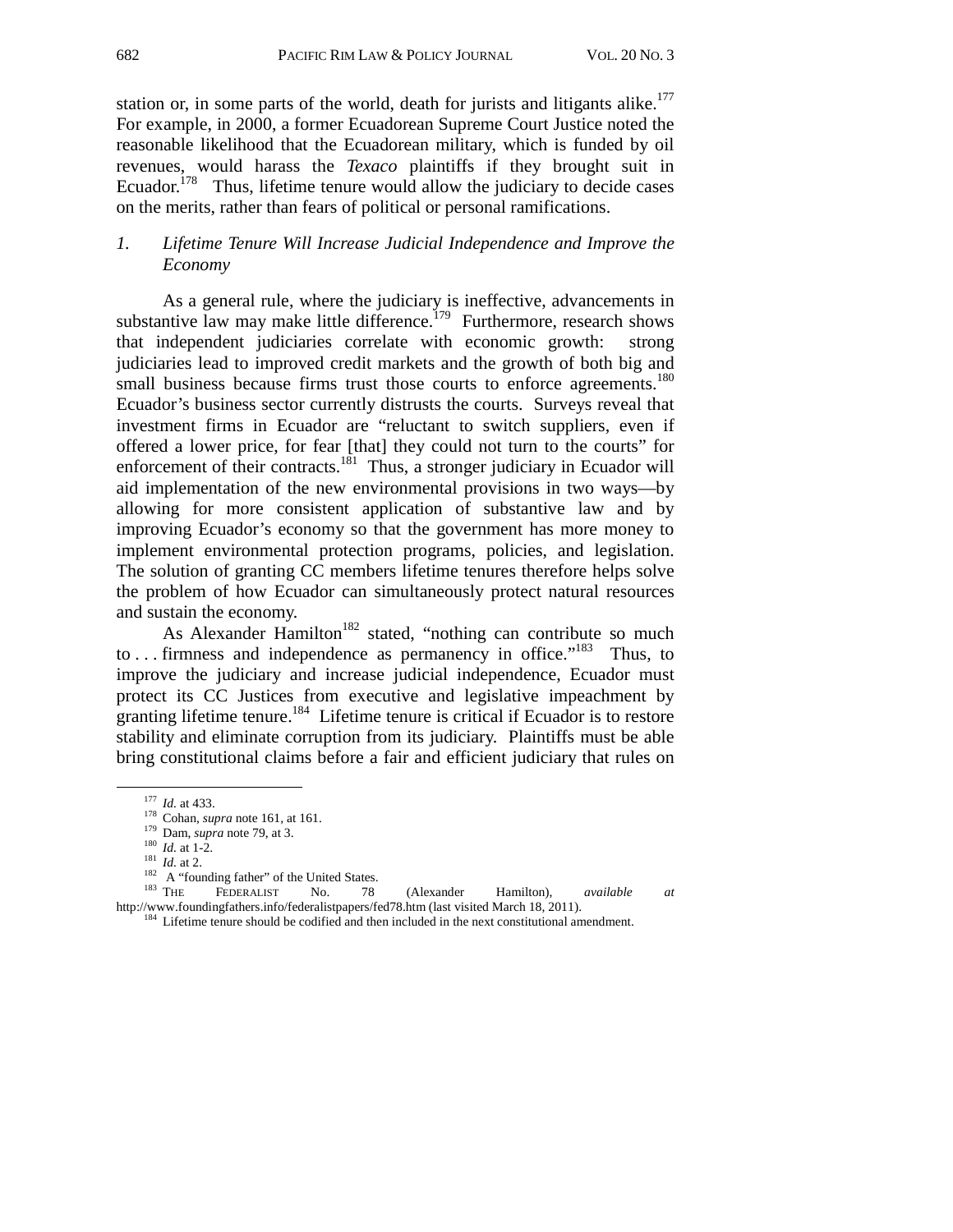station or, in some parts of the world, death for jurists and litigants alike.[177] For example, in 2000, a former Ecuadorean Supreme Court Justice noted the reasonable likelihood that the Ecuadorean military, which is funded by oil revenues, would harass the *Texaco* plaintiffs if they brought suit in Ecuador.[178] Thus, lifetime tenure would allow the judiciary to decide cases on the merits, rather than fears of political or personal ramifications.

### *1. Lifetime Tenure Will Increase Judicial Independence and Improve the Economy*

As a general rule, where the judiciary is ineffective, advancements in substantive law may make little difference.[179] Furthermore, research shows that independent judiciaries correlate with economic growth: strong judiciaries lead to improved credit markets and the growth of both big and small business because firms trust those courts to enforce agreements.[180] Ecuador's business sector currently distrusts the courts. Surveys reveal that investment firms in Ecuador are "reluctant to switch suppliers, even if offered a lower price, for fear [that] they could not turn to the courts" for enforcement of their contracts.[181] Thus, a stronger judiciary in Ecuador will aid implementation of the new environmental provisions in two ways—by allowing for more consistent application of substantive law and by improving Ecuador's economy so that the government has more money to implement environmental protection programs, policies, and legislation. The solution of granting CC members lifetime tenures therefore helps solve the problem of how Ecuador can simultaneously protect natural resources and sustain the economy.

As Alexander Hamilton[182] stated, "nothing can contribute so much to . . . firmness and independence as permanency in office."[183] Thus, to improve the judiciary and increase judicial independence, Ecuador must protect its CC Justices from executive and legislative impeachment by granting lifetime tenure.[184] Lifetime tenure is critical if Ecuador is to restore stability and eliminate corruption from its judiciary. Plaintiffs must be able bring constitutional claims before a fair and efficient judiciary that rules on

---

[177] *Id.* at 433.

[178] Cohan, *supra* note 161, at 161.

[179] Dam, *supra* note 79, at 3.

[180] *Id.* at 1-2.

[181] *Id.* at 2.

[182] A "founding father" of the United States.

[183] THE FEDERALIST No. 78 (Alexander Hamilton), *available at* http://www.foundingfathers.info/federalistpapers/fed78.htm (last visited March 18, 2011).

[184] Lifetime tenure should be codified and then included in the next constitutional amendment.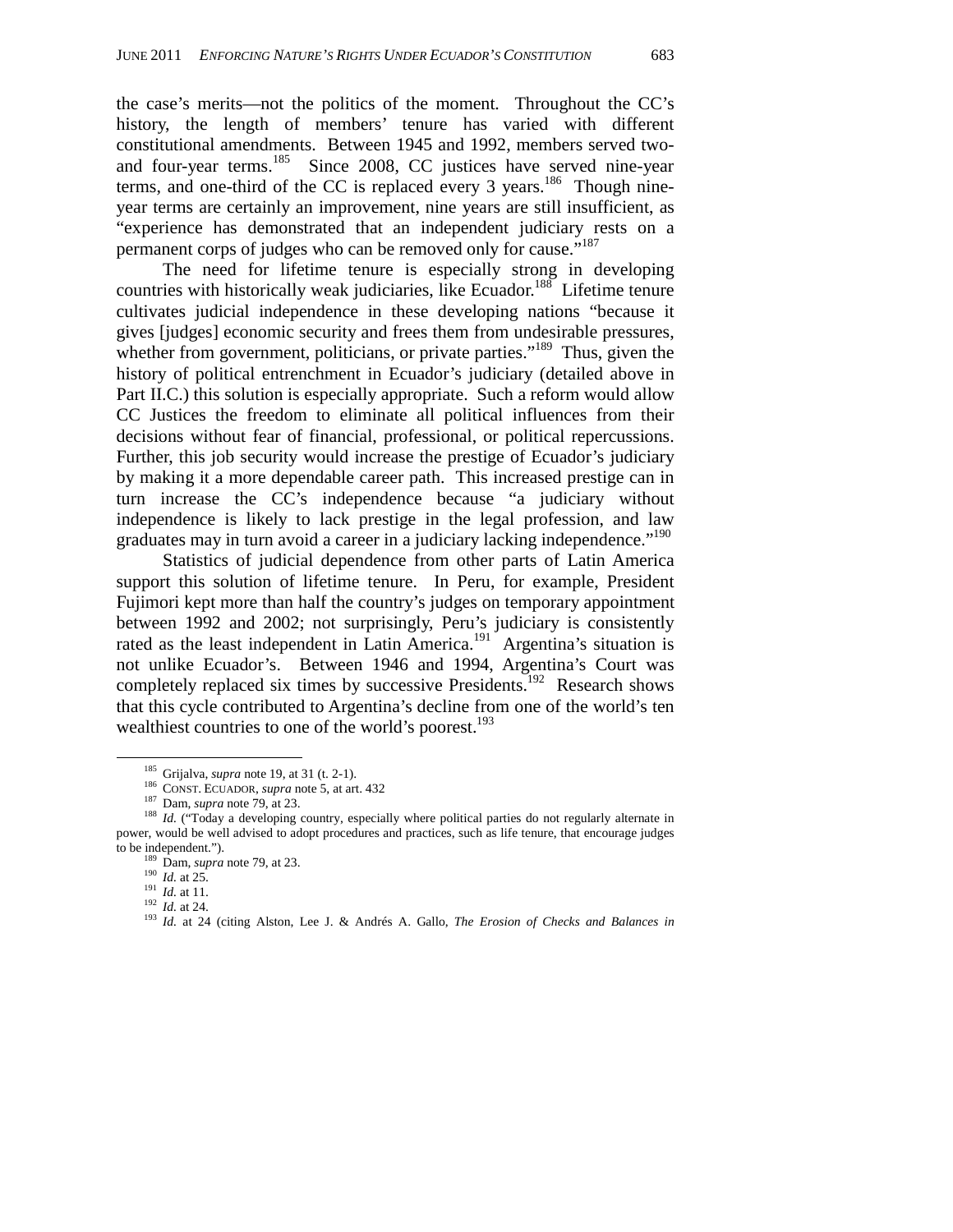the case's merits—not the politics of the moment. Throughout the CC's history, the length of members' tenure has varied with different constitutional amendments. Between 1945 and 1992, members served two- and four-year terms.[185] Since 2008, CC justices have served nine-year terms, and one-third of the CC is replaced every 3 years.[186] Though nine-year terms are certainly an improvement, nine years are still insufficient, as "experience has demonstrated that an independent judiciary rests on a permanent corps of judges who can be removed only for cause."[187]

The need for lifetime tenure is especially strong in developing countries with historically weak judiciaries, like Ecuador.[188] Lifetime tenure cultivates judicial independence in these developing nations "because it gives [judges] economic security and frees them from undesirable pressures, whether from government, politicians, or private parties."[189] Thus, given the history of political entrenchment in Ecuador's judiciary (detailed above in Part II.C.) this solution is especially appropriate. Such a reform would allow CC Justices the freedom to eliminate all political influences from their decisions without fear of financial, professional, or political repercussions. Further, this job security would increase the prestige of Ecuador's judiciary by making it a more dependable career path. This increased prestige can in turn increase the CC's independence because "a judiciary without independence is likely to lack prestige in the legal profession, and law graduates may in turn avoid a career in a judiciary lacking independence."[190]

Statistics of judicial dependence from other parts of Latin America support this solution of lifetime tenure. In Peru, for example, President Fujimori kept more than half the country's judges on temporary appointment between 1992 and 2002; not surprisingly, Peru's judiciary is consistently rated as the least independent in Latin America.[191] Argentina's situation is not unlike Ecuador's. Between 1946 and 1994, Argentina's Court was completely replaced six times by successive Presidents.[192] Research shows that this cycle contributed to Argentina's decline from one of the world's ten wealthiest countries to one of the world's poorest.[193]

---

[185] Grijalva, *supra* note 19, at 31 (t. 2-1).

[186] CONST. ECUADOR, *supra* note 5, at art. 432

[187] Dam, *supra* note 79, at 23.

[188] *Id.* ("Today a developing country, especially where political parties do not regularly alternate in power, would be well advised to adopt procedures and practices, such as life tenure, that encourage judges to be independent.").

[189] Dam, *supra* note 79, at 23.

[190] *Id.* at 25.

[191] *Id.* at 11.

[192] *Id.* at 24.

[193] *Id.* at 24 (citing Alston, Lee J. & Andrés A. Gallo, *The Erosion of Checks and Balances in*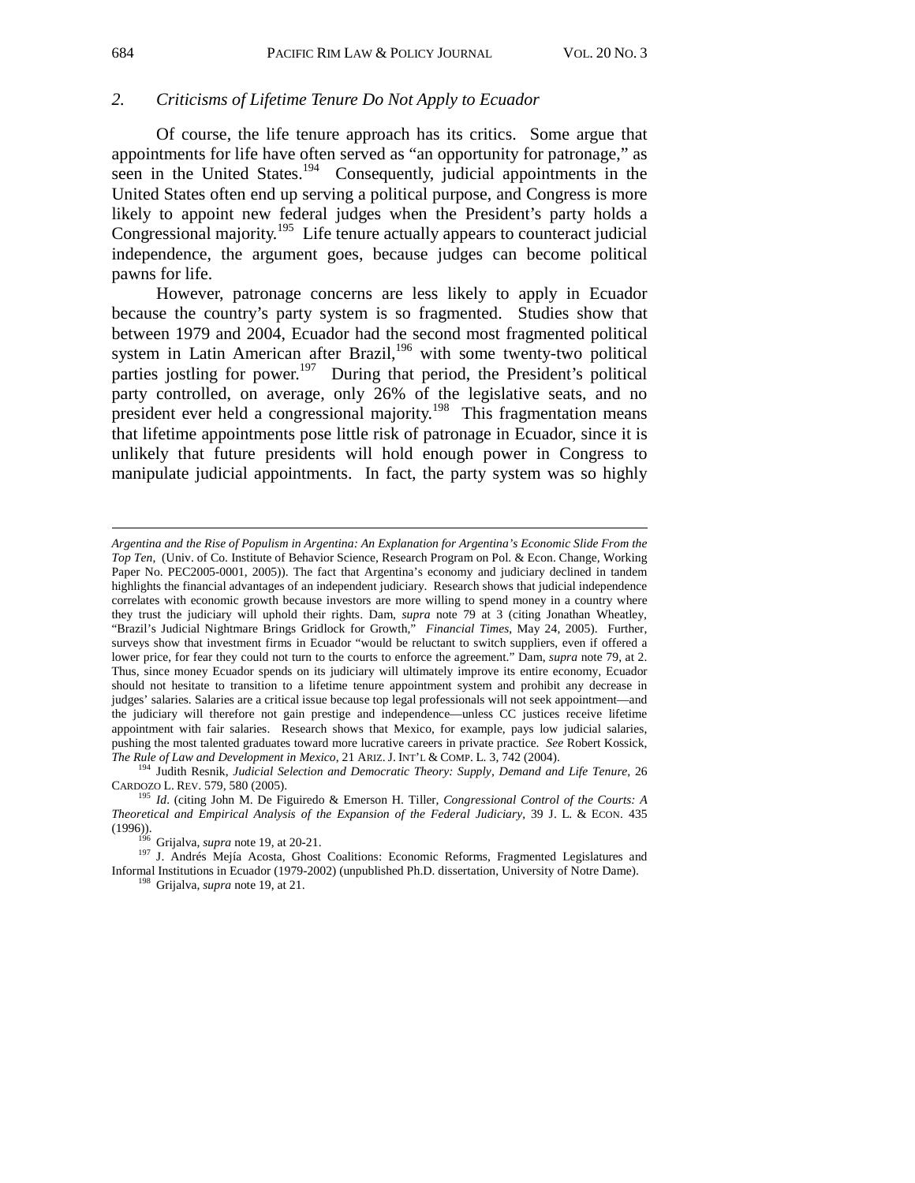### 2. *Criticisms of Lifetime Tenure Do Not Apply to Ecuador*

Of course, the life tenure approach has its critics. Some argue that appointments for life have often served as "an opportunity for patronage," as seen in the United States.[194] Consequently, judicial appointments in the United States often end up serving a political purpose, and Congress is more likely to appoint new federal judges when the President's party holds a Congressional majority.[195] Life tenure actually appears to counteract judicial independence, the argument goes, because judges can become political pawns for life.

However, patronage concerns are less likely to apply in Ecuador because the country's party system is so fragmented. Studies show that between 1979 and 2004, Ecuador had the second most fragmented political system in Latin American after Brazil,[196] with some twenty-two political parties jostling for power.[197] During that period, the President's political party controlled, on average, only 26% of the legislative seats, and no president ever held a congressional majority.[198] This fragmentation means that lifetime appointments pose little risk of patronage in Ecuador, since it is unlikely that future presidents will hold enough power in Congress to manipulate judicial appointments. In fact, the party system was so highly

---

*Argentina and the Rise of Populism in Argentina: An Explanation for Argentina's Economic Slide From the Top Ten*, (Univ. of Co. Institute of Behavior Science, Research Program on Pol. & Econ. Change, Working Paper No. PEC2005-0001, 2005)). The fact that Argentina's economy and judiciary declined in tandem highlights the financial advantages of an independent judiciary. Research shows that judicial independence correlates with economic growth because investors are more willing to spend money in a country where they trust the judiciary will uphold their rights. Dam, *supra* note 79 at 3 (citing Jonathan Wheatley, "Brazil's Judicial Nightmare Brings Gridlock for Growth," *Financial Times*, May 24, 2005). Further, surveys show that investment firms in Ecuador "would be reluctant to switch suppliers, even if offered a lower price, for fear they could not turn to the courts to enforce the agreement." Dam, *supra* note 79, at 2. Thus, since money Ecuador spends on its judiciary will ultimately improve its entire economy, Ecuador should not hesitate to transition to a lifetime tenure appointment system and prohibit any decrease in judges' salaries. Salaries are a critical issue because top legal professionals will not seek appointment—and the judiciary will therefore not gain prestige and independence—unless CC justices receive lifetime appointment with fair salaries. Research shows that Mexico, for example, pays low judicial salaries, pushing the most talented graduates toward more lucrative careers in private practice. *See* Robert Kossick, *The Rule of Law and Development in Mexico*, 21 ARIZ. J. INT'L & COMP. L. 3, 742 (2004).

[194] Judith Resnik, *Judicial Selection and Democratic Theory: Supply, Demand and Life Tenure*, 26 CARDOZO L. REV. 579, 580 (2005).

[195] *Id.* (citing John M. De Figuiredo & Emerson H. Tiller, *Congressional Control of the Courts: A Theoretical and Empirical Analysis of the Expansion of the Federal Judiciary*, 39 J. L. & ECON. 435 (1996)).

[196] Grijalva, *supra* note 19, at 20-21.

[197] J. Andrés Mejía Acosta, Ghost Coalitions: Economic Reforms, Fragmented Legislatures and Informal Institutions in Ecuador (1979-2002) (unpublished Ph.D. dissertation, University of Notre Dame).

[198] Grijalva, *supra* note 19, at 21.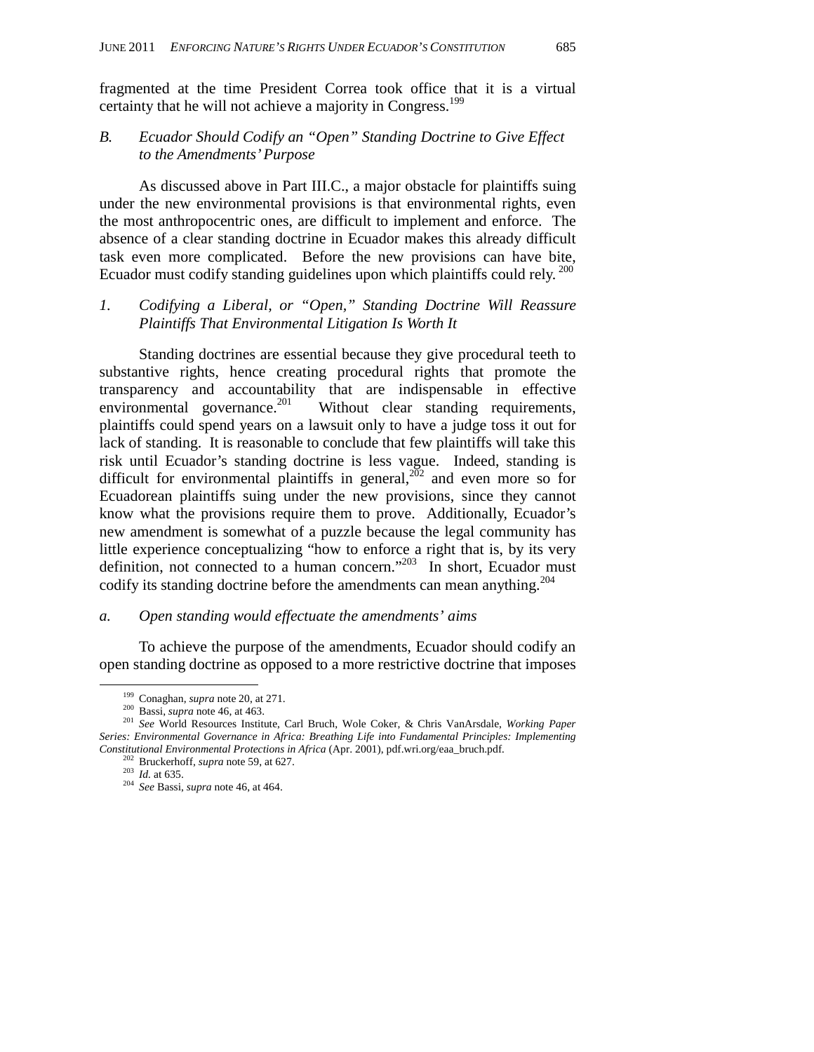fragmented at the time President Correa took office that it is a virtual certainty that he will not achieve a majority in Congress.[199]

### *B. Ecuador Should Codify an "Open" Standing Doctrine to Give Effect to the Amendments' Purpose*

As discussed above in Part III.C., a major obstacle for plaintiffs suing under the new environmental provisions is that environmental rights, even the most anthropocentric ones, are difficult to implement and enforce. The absence of a clear standing doctrine in Ecuador makes this already difficult task even more complicated. Before the new provisions can have bite, Ecuador must codify standing guidelines upon which plaintiffs could rely.[200]

#### *1. Codifying a Liberal, or "Open," Standing Doctrine Will Reassure Plaintiffs That Environmental Litigation Is Worth It*

Standing doctrines are essential because they give procedural teeth to substantive rights, hence creating procedural rights that promote the transparency and accountability that are indispensable in effective environmental governance.[201] Without clear standing requirements, plaintiffs could spend years on a lawsuit only to have a judge toss it out for lack of standing. It is reasonable to conclude that few plaintiffs will take this risk until Ecuador's standing doctrine is less vague. Indeed, standing is difficult for environmental plaintiffs in general,[202] and even more so for Ecuadorean plaintiffs suing under the new provisions, since they cannot know what the provisions require them to prove. Additionally, Ecuador's new amendment is somewhat of a puzzle because the legal community has little experience conceptualizing "how to enforce a right that is, by its very definition, not connected to a human concern."[203] In short, Ecuador must codify its standing doctrine before the amendments can mean anything.[204]

##### *a. Open standing would effectuate the amendments' aims*

To achieve the purpose of the amendments, Ecuador should codify an open standing doctrine as opposed to a more restrictive doctrine that imposes

---

[199] Conaghan, *supra* note 20, at 271.

[200] Bassi, *supra* note 46, at 463.

[201] *See* World Resources Institute, Carl Bruch, Wole Coker, & Chris VanArsdale, *Working Paper Series: Environmental Governance in Africa: Breathing Life into Fundamental Principles: Implementing Constitutional Environmental Protections in Africa* (Apr. 2001), pdf.wri.org/eaa_bruch.pdf.

[202] Bruckerhoff, *supra* note 59, at 627.

[203] *Id.* at 635.

[204] *See* Bassi, *supra* note 46, at 464.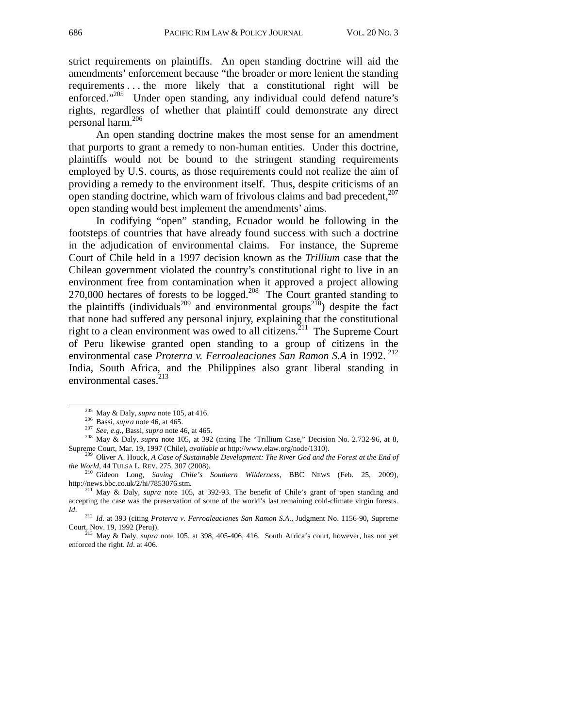strict requirements on plaintiffs. An open standing doctrine will aid the amendments' enforcement because "the broader or more lenient the standing requirements . . . the more likely that a constitutional right will be enforced."[205] Under open standing, any individual could defend nature's rights, regardless of whether that plaintiff could demonstrate any direct personal harm.[206]

An open standing doctrine makes the most sense for an amendment that purports to grant a remedy to non-human entities. Under this doctrine, plaintiffs would not be bound to the stringent standing requirements employed by U.S. courts, as those requirements could not realize the aim of providing a remedy to the environment itself. Thus, despite criticisms of an open standing doctrine, which warn of frivolous claims and bad precedent,[207] open standing would best implement the amendments' aims.

In codifying "open" standing, Ecuador would be following in the footsteps of countries that have already found success with such a doctrine in the adjudication of environmental claims. For instance, the Supreme Court of Chile held in a 1997 decision known as the *Trillium* case that the Chilean government violated the country's constitutional right to live in an environment free from contamination when it approved a project allowing 270,000 hectares of forests to be logged.[208] The Court granted standing to the plaintiffs (individuals[209] and environmental groups[210]) despite the fact that none had suffered any personal injury, explaining that the constitutional right to a clean environment was owed to all citizens.[211] The Supreme Court of Peru likewise granted open standing to a group of citizens in the environmental case *Proterra v. Ferroaleaciones San Ramon S.A* in 1992.[212] India, South Africa, and the Philippines also grant liberal standing in environmental cases.[213]

---

[205] May & Daly, *supra* note 105, at 416.

[206] Bassi, *supra* note 46, at 465.

[207] *See, e.g.*, Bassi, *supra* note 46, at 465.

[208] May & Daly, *supra* note 105, at 392 (citing The "Trillium Case," Decision No. 2.732-96, at 8, Supreme Court, Mar. 19, 1997 (Chile), *available at* http://www.elaw.org/node/1310).

[209] Oliver A. Houck, *A Case of Sustainable Development: The River God and the Forest at the End of the World*, 44 TULSA L. REV. 275, 307 (2008).

[210] Gideon Long, *Saving Chile's Southern Wilderness*, BBC NEWS (Feb. 25, 2009), http://news.bbc.co.uk/2/hi/7853076.stm.

[211] May & Daly, *supra* note 105, at 392-93. The benefit of Chile's grant of open standing and accepting the case was the preservation of some of the world's last remaining cold-climate virgin forests. *Id*.

[212] *Id.* at 393 (citing *Proterra v. Ferroaleaciones San Ramon S.A.*, Judgment No. 1156-90, Supreme Court, Nov. 19, 1992 (Peru)).

[213] May & Daly, *supra* note 105, at 398, 405-406, 416. South Africa's court, however, has not yet enforced the right. *Id*. at 406.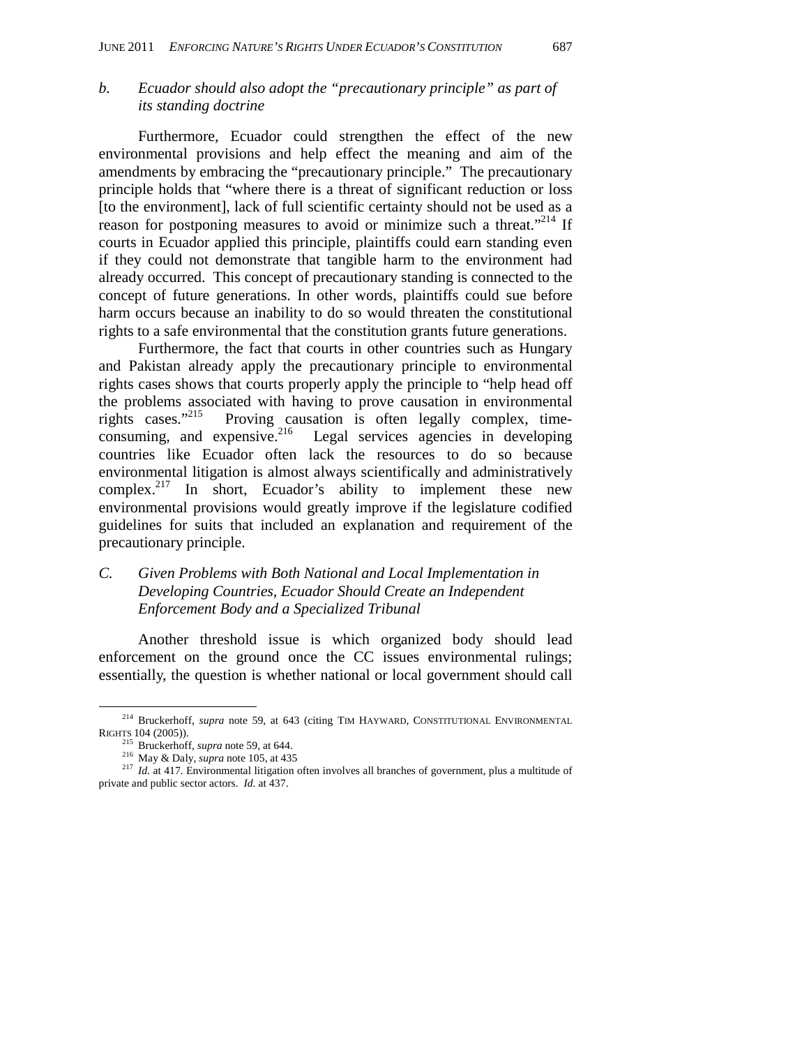### b. *Ecuador should also adopt the "precautionary principle" as part of its standing doctrine*

Furthermore, Ecuador could strengthen the effect of the new environmental provisions and help effect the meaning and aim of the amendments by embracing the "precautionary principle." The precautionary principle holds that "where there is a threat of significant reduction or loss [to the environment], lack of full scientific certainty should not be used as a reason for postponing measures to avoid or minimize such a threat."[214] If courts in Ecuador applied this principle, plaintiffs could earn standing even if they could not demonstrate that tangible harm to the environment had already occurred. This concept of precautionary standing is connected to the concept of future generations. In other words, plaintiffs could sue before harm occurs because an inability to do so would threaten the constitutional rights to a safe environmental that the constitution grants future generations.

Furthermore, the fact that courts in other countries such as Hungary and Pakistan already apply the precautionary principle to environmental rights cases shows that courts properly apply the principle to "help head off the problems associated with having to prove causation in environmental rights cases."[215] Proving causation is often legally complex, time-consuming, and expensive.[216] Legal services agencies in developing countries like Ecuador often lack the resources to do so because environmental litigation is almost always scientifically and administratively complex.[217] In short, Ecuador's ability to implement these new environmental provisions would greatly improve if the legislature codified guidelines for suits that included an explanation and requirement of the precautionary principle.

## C. *Given Problems with Both National and Local Implementation in Developing Countries, Ecuador Should Create an Independent Enforcement Body and a Specialized Tribunal*

Another threshold issue is which organized body should lead enforcement on the ground once the CC issues environmental rulings; essentially, the question is whether national or local government should call

---

[214] Bruckerhoff, *supra* note 59, at 643 (citing TIM HAYWARD, CONSTITUTIONAL ENVIRONMENTAL RIGHTS 104 (2005)).

[215] Bruckerhoff, *supra* note 59, at 644.

[216] May & Daly, *supra* note 105, at 435

[217] *Id.* at 417. Environmental litigation often involves all branches of government, plus a multitude of private and public sector actors. *Id.* at 437.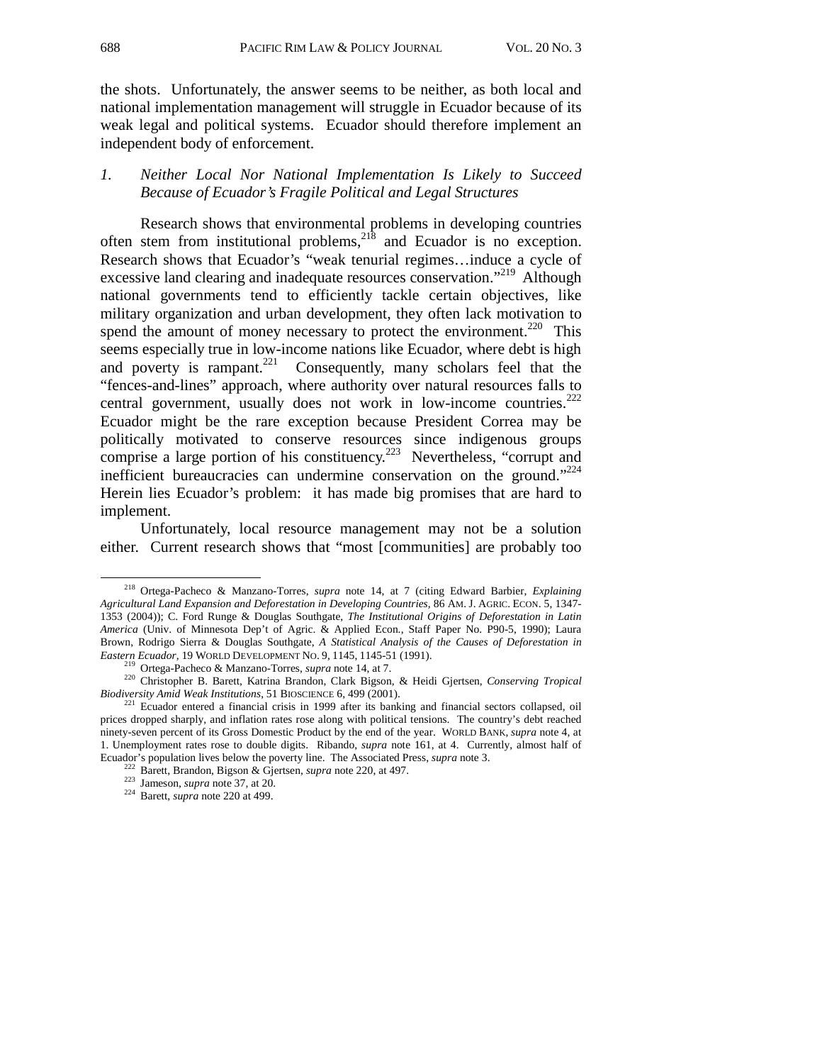the shots. Unfortunately, the answer seems to be neither, as both local and national implementation management will struggle in Ecuador because of its weak legal and political systems. Ecuador should therefore implement an independent body of enforcement.

### *1. Neither Local Nor National Implementation Is Likely to Succeed Because of Ecuador's Fragile Political and Legal Structures*

Research shows that environmental problems in developing countries often stem from institutional problems,[218] and Ecuador is no exception. Research shows that Ecuador's "weak tenurial regimes…induce a cycle of excessive land clearing and inadequate resources conservation."[219] Although national governments tend to efficiently tackle certain objectives, like military organization and urban development, they often lack motivation to spend the amount of money necessary to protect the environment.[220] This seems especially true in low-income nations like Ecuador, where debt is high and poverty is rampant.[221] Consequently, many scholars feel that the "fences-and-lines" approach, where authority over natural resources falls to central government, usually does not work in low-income countries.[222] Ecuador might be the rare exception because President Correa may be politically motivated to conserve resources since indigenous groups comprise a large portion of his constituency.[223] Nevertheless, "corrupt and inefficient bureaucracies can undermine conservation on the ground."[224] Herein lies Ecuador's problem: it has made big promises that are hard to implement.

Unfortunately, local resource management may not be a solution either. Current research shows that "most [communities] are probably too

---

[218] Ortega-Pacheco & Manzano-Torres, *supra* note 14, at 7 (citing Edward Barbier, *Explaining Agricultural Land Expansion and Deforestation in Developing Countries*, 86 AM. J. AGRIC. ECON. 5, 1347-1353 (2004)); C. Ford Runge & Douglas Southgate, *The Institutional Origins of Deforestation in Latin America* (Univ. of Minnesota Dep't of Agric. & Applied Econ., Staff Paper No. P90-5, 1990); Laura Brown, Rodrigo Sierra & Douglas Southgate, *A Statistical Analysis of the Causes of Deforestation in Eastern Ecuador*, 19 WORLD DEVELOPMENT NO. 9, 1145, 1145-51 (1991).

[219] Ortega-Pacheco & Manzano-Torres, *supra* note 14, at 7.

[220] Christopher B. Barett, Katrina Brandon, Clark Bigson, & Heidi Gjertsen, *Conserving Tropical Biodiversity Amid Weak Institutions*, 51 BIOSCIENCE 6, 499 (2001).

[221] Ecuador entered a financial crisis in 1999 after its banking and financial sectors collapsed, oil prices dropped sharply, and inflation rates rose along with political tensions. The country's debt reached ninety-seven percent of its Gross Domestic Product by the end of the year. WORLD BANK, *supra* note 4, at 1. Unemployment rates rose to double digits. Ribando, *supra* note 161, at 4. Currently, almost half of Ecuador's population lives below the poverty line. The Associated Press, *supra* note 3.

[222] Barett, Brandon, Bigson & Gjertsen, *supra* note 220, at 497.

[223] Jameson, *supra* note 37, at 20.

[224] Barett, *supra* note 220 at 499.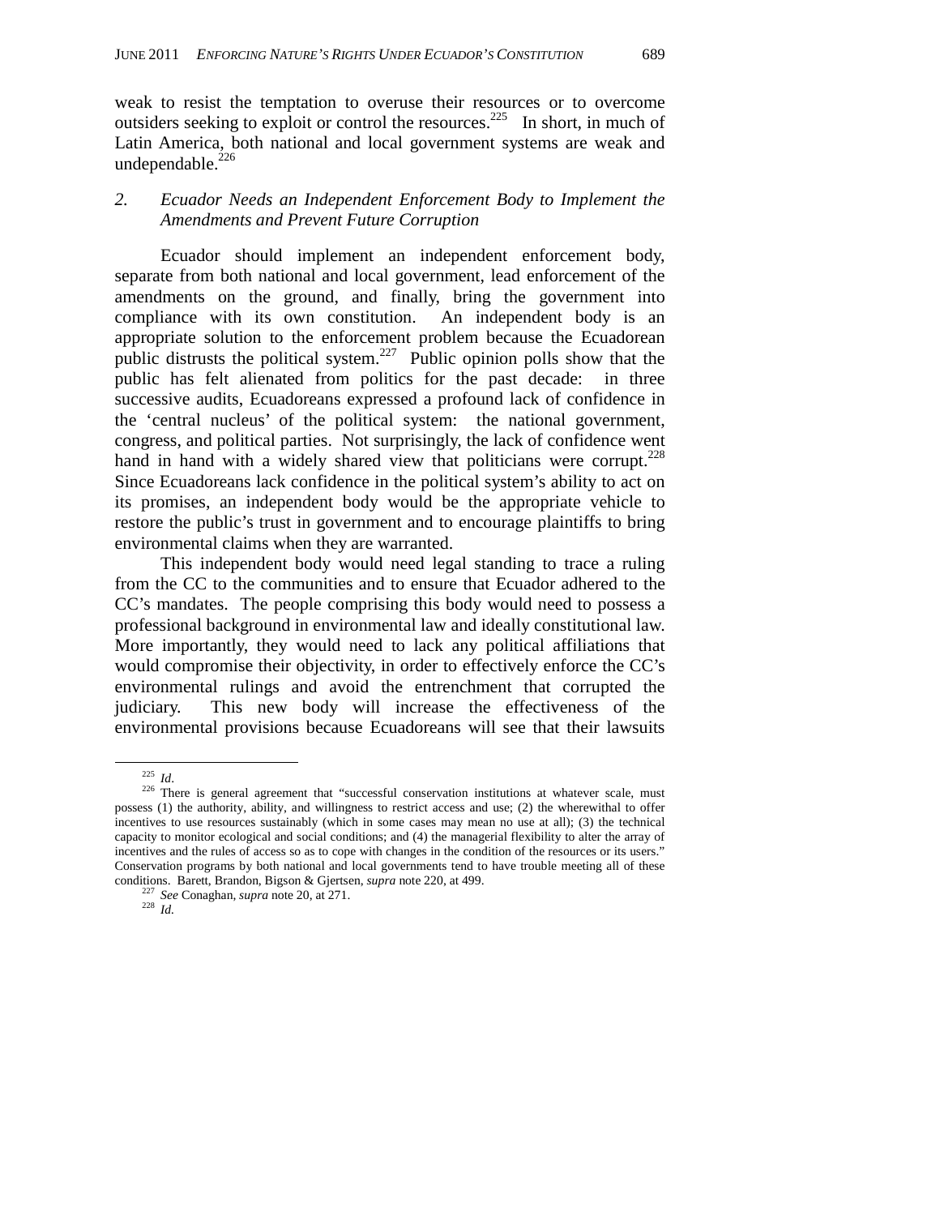weak to resist the temptation to overuse their resources or to overcome outsiders seeking to exploit or control the resources.[225] In short, in much of Latin America, both national and local government systems are weak and undependable.[226]

### *2. Ecuador Needs an Independent Enforcement Body to Implement the Amendments and Prevent Future Corruption*

Ecuador should implement an independent enforcement body, separate from both national and local government, lead enforcement of the amendments on the ground, and finally, bring the government into compliance with its own constitution. An independent body is an appropriate solution to the enforcement problem because the Ecuadorean public distrusts the political system.[227] Public opinion polls show that the public has felt alienated from politics for the past decade: in three successive audits, Ecuadoreans expressed a profound lack of confidence in the 'central nucleus' of the political system: the national government, congress, and political parties. Not surprisingly, the lack of confidence went hand in hand with a widely shared view that politicians were corrupt.[228] Since Ecuadoreans lack confidence in the political system's ability to act on its promises, an independent body would be the appropriate vehicle to restore the public's trust in government and to encourage plaintiffs to bring environmental claims when they are warranted.

This independent body would need legal standing to trace a ruling from the CC to the communities and to ensure that Ecuador adhered to the CC's mandates. The people comprising this body would need to possess a professional background in environmental law and ideally constitutional law. More importantly, they would need to lack any political affiliations that would compromise their objectivity, in order to effectively enforce the CC's environmental rulings and avoid the entrenchment that corrupted the judiciary. This new body will increase the effectiveness of the environmental provisions because Ecuadoreans will see that their lawsuits

---

[225] *Id.*

[226] There is general agreement that "successful conservation institutions at whatever scale, must possess (1) the authority, ability, and willingness to restrict access and use; (2) the wherewithal to offer incentives to use resources sustainably (which in some cases may mean no use at all); (3) the technical capacity to monitor ecological and social conditions; and (4) the managerial flexibility to alter the array of incentives and the rules of access so as to cope with changes in the condition of the resources or its users." Conservation programs by both national and local governments tend to have trouble meeting all of these conditions. Barett, Brandon, Bigson & Gjertsen, *supra* note 220, at 499.

[227] *See* Conaghan, *supra* note 20, at 271.

[228] *Id.*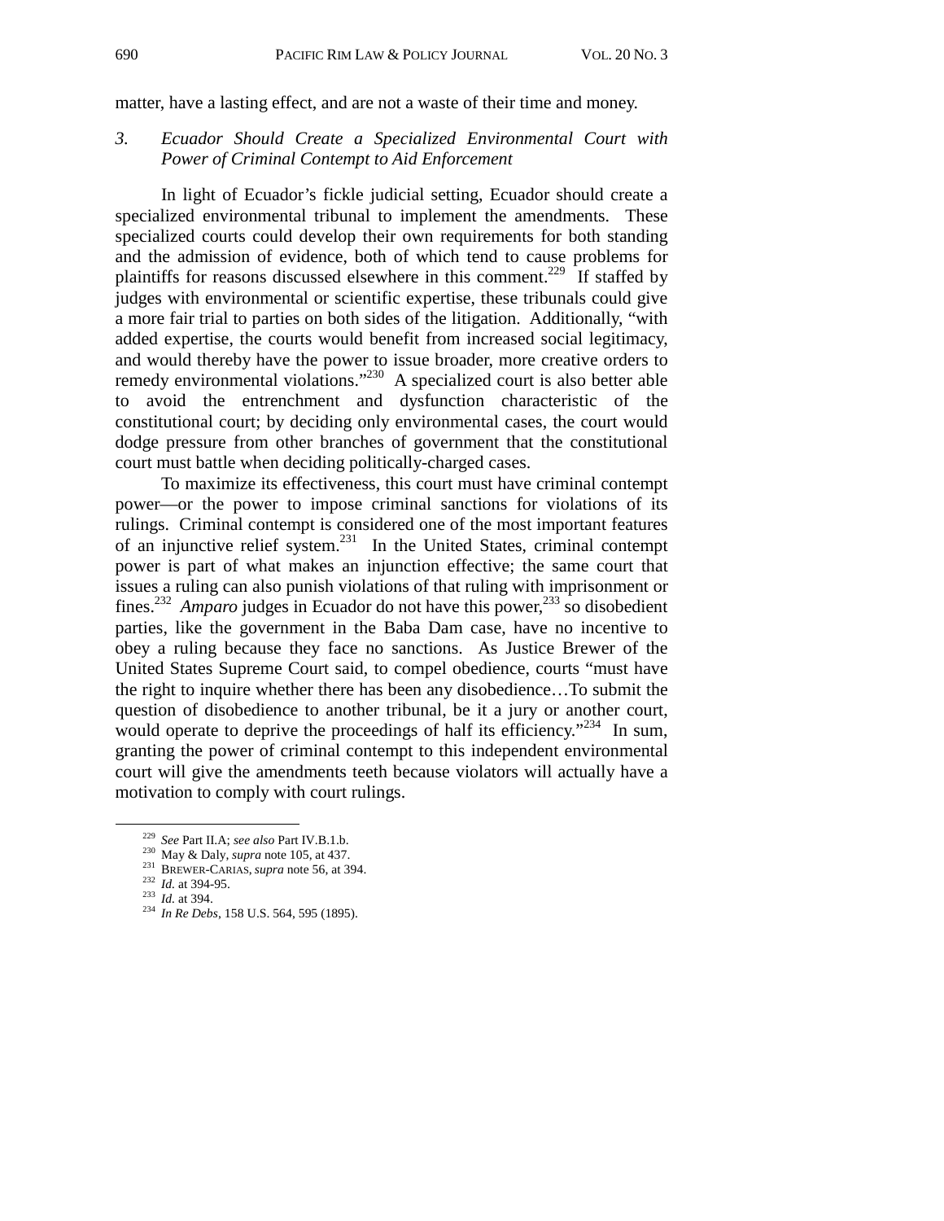matter, have a lasting effect, and are not a waste of their time and money.

### *3. Ecuador Should Create a Specialized Environmental Court with Power of Criminal Contempt to Aid Enforcement*

In light of Ecuador's fickle judicial setting, Ecuador should create a specialized environmental tribunal to implement the amendments. These specialized courts could develop their own requirements for both standing and the admission of evidence, both of which tend to cause problems for plaintiffs for reasons discussed elsewhere in this comment.[229] If staffed by judges with environmental or scientific expertise, these tribunals could give a more fair trial to parties on both sides of the litigation. Additionally, "with added expertise, the courts would benefit from increased social legitimacy, and would thereby have the power to issue broader, more creative orders to remedy environmental violations."[230] A specialized court is also better able to avoid the entrenchment and dysfunction characteristic of the constitutional court; by deciding only environmental cases, the court would dodge pressure from other branches of government that the constitutional court must battle when deciding politically-charged cases.

To maximize its effectiveness, this court must have criminal contempt power—or the power to impose criminal sanctions for violations of its rulings. Criminal contempt is considered one of the most important features of an injunctive relief system.[231] In the United States, criminal contempt power is part of what makes an injunction effective; the same court that issues a ruling can also punish violations of that ruling with imprisonment or fines.[232] *Amparo* judges in Ecuador do not have this power,[233] so disobedient parties, like the government in the Baba Dam case, have no incentive to obey a ruling because they face no sanctions. As Justice Brewer of the United States Supreme Court said, to compel obedience, courts "must have the right to inquire whether there has been any disobedience…To submit the question of disobedience to another tribunal, be it a jury or another court, would operate to deprive the proceedings of half its efficiency."[234] In sum, granting the power of criminal contempt to this independent environmental court will give the amendments teeth because violators will actually have a motivation to comply with court rulings.

---

[229] *See* Part II.A; *see also* Part IV.B.1.b.
[230] May & Daly, *supra* note 105, at 437.
[231] BREWER-CARIAS, *supra* note 56, at 394.
[232] *Id.* at 394-95.
[233] *Id.* at 394.
[234] *In Re Debs*, 158 U.S. 564, 595 (1895).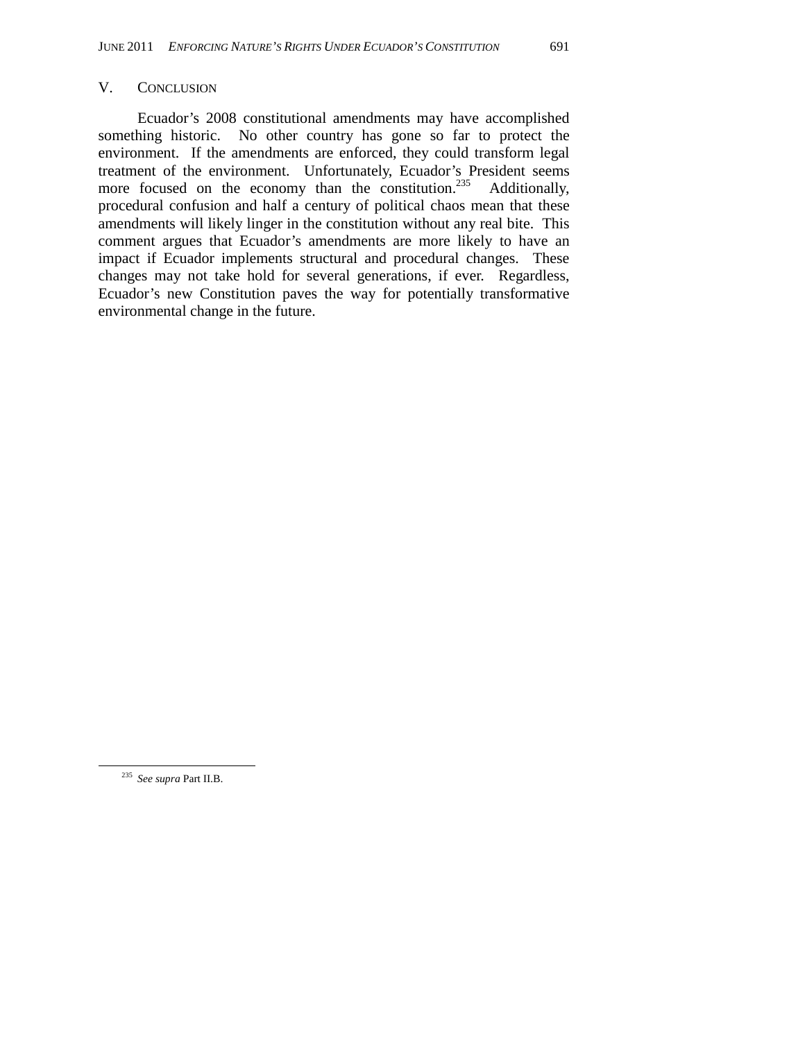## V. CONCLUSION

Ecuador's 2008 constitutional amendments may have accomplished something historic. No other country has gone so far to protect the environment. If the amendments are enforced, they could transform legal treatment of the environment. Unfortunately, Ecuador's President seems more focused on the economy than the constitution.[235] Additionally, procedural confusion and half a century of political chaos mean that these amendments will likely linger in the constitution without any real bite. This comment argues that Ecuador's amendments are more likely to have an impact if Ecuador implements structural and procedural changes. These changes may not take hold for several generations, if ever. Regardless, Ecuador's new Constitution paves the way for potentially transformative environmental change in the future.

---

[235] *See supra* Part II.B.